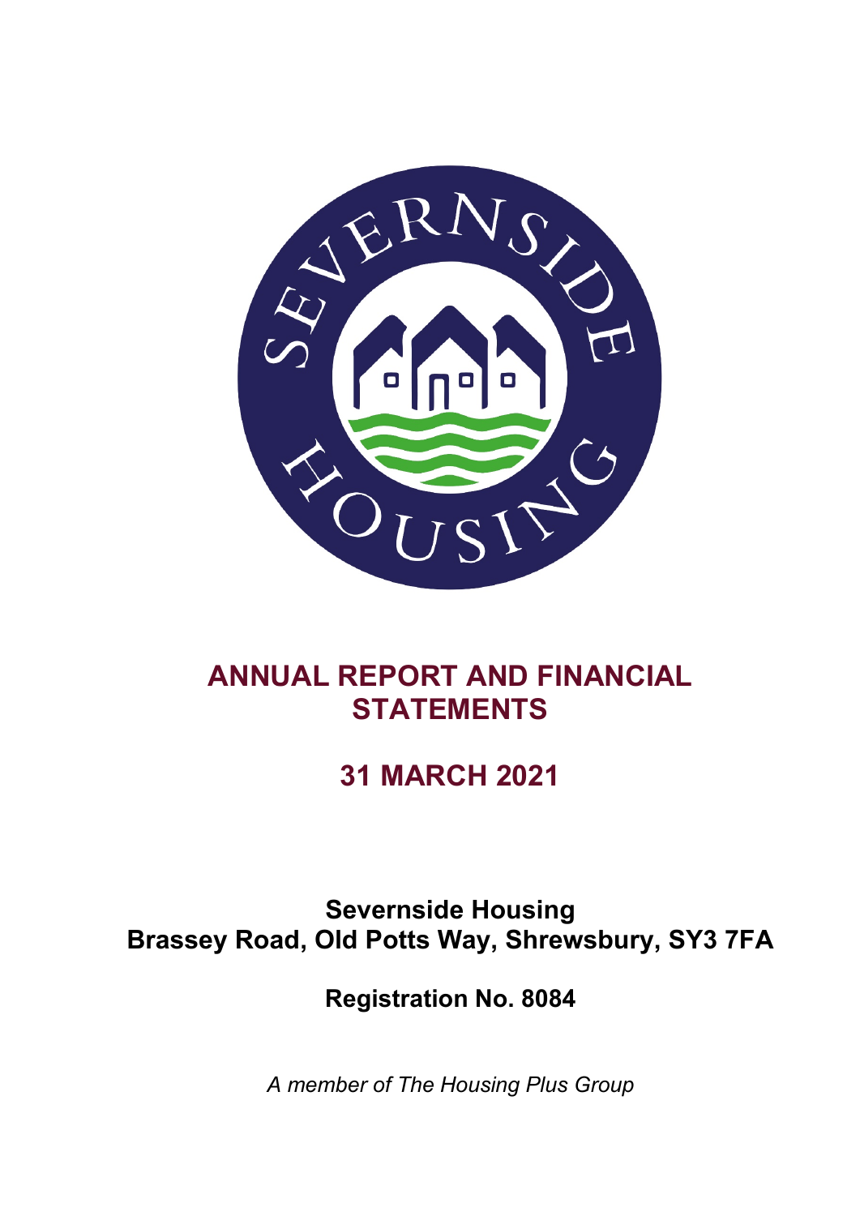# ANNUAL REPORT AND FINANCIAL STATEMENTS

## 31 MARCH 2021

**Severnside Housing**
**Brassey Road, Old Potts Way, Shrewsbury, SY3 7FA**

**Registration No. 8084**

*A member of The Housing Plus Group*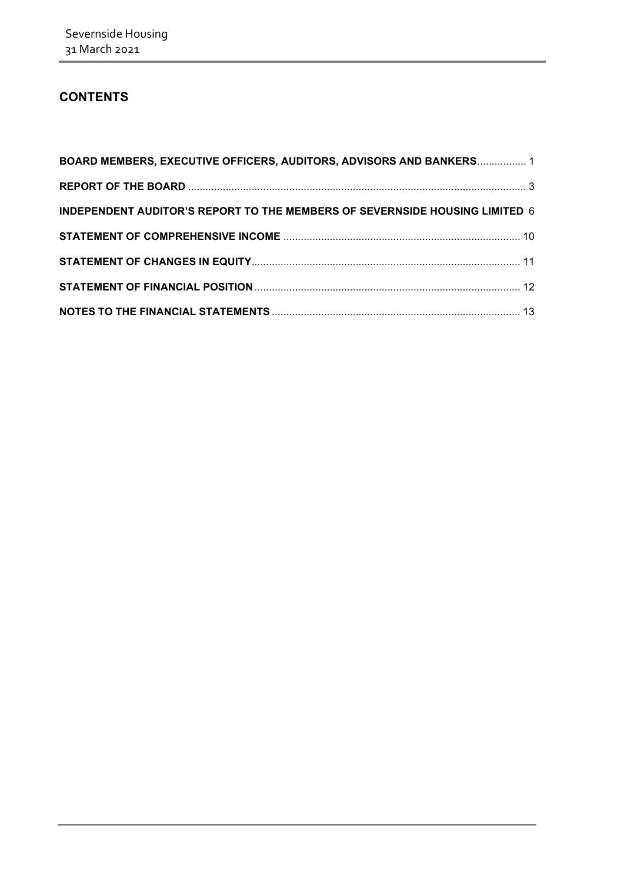## CONTENTS

| | |
|---|---|
| **BOARD MEMBERS, EXECUTIVE OFFICERS, AUDITORS, ADVISORS AND BANKERS** | 1 |
| **REPORT OF THE BOARD** | 3 |
| **INDEPENDENT AUDITOR'S REPORT TO THE MEMBERS OF SEVERNSIDE HOUSING LIMITED** | 6 |
| **STATEMENT OF COMPREHENSIVE INCOME** | 10 |
| **STATEMENT OF CHANGES IN EQUITY** | 11 |
| **STATEMENT OF FINANCIAL POSITION** | 12 |
| **NOTES TO THE FINANCIAL STATEMENTS** | 13 |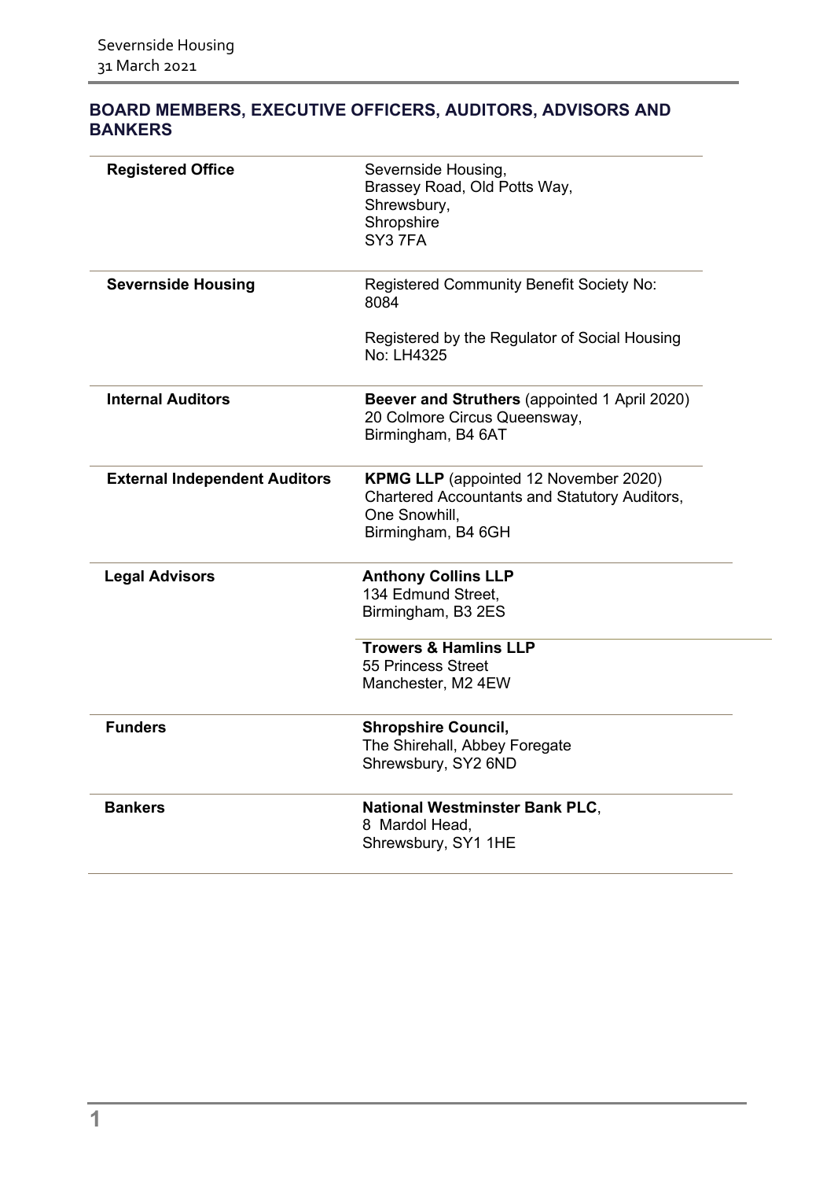## BOARD MEMBERS, EXECUTIVE OFFICERS, AUDITORS, ADVISORS AND BANKERS

| | |
|---|---|
| **Registered Office** | Severnside Housing,<br>Brassey Road, Old Potts Way,<br>Shrewsbury,<br>Shropshire<br>SY3 7FA |
| **Severnside Housing** | Registered Community Benefit Society No: 8084<br><br>Registered by the Regulator of Social Housing No: LH4325 |
| **Internal Auditors** | **Beever and Struthers** (appointed 1 April 2020)<br>20 Colmore Circus Queensway,<br>Birmingham, B4 6AT |
| **External Independent Auditors** | **KPMG LLP** (appointed 12 November 2020)<br>Chartered Accountants and Statutory Auditors,<br>One Snowhill,<br>Birmingham, B4 6GH |
| **Legal Advisors** | **Anthony Collins LLP**<br>134 Edmund Street,<br>Birmingham, B3 2ES<br><br>**Trowers & Hamlins LLP**<br>55 Princess Street<br>Manchester, M2 4EW |
| **Funders** | **Shropshire Council,**<br>The Shirehall, Abbey Foregate<br>Shrewsbury, SY2 6ND |
| **Bankers** | **National Westminster Bank PLC**,<br>8 Mardol Head,<br>Shrewsbury, SY1 1HE |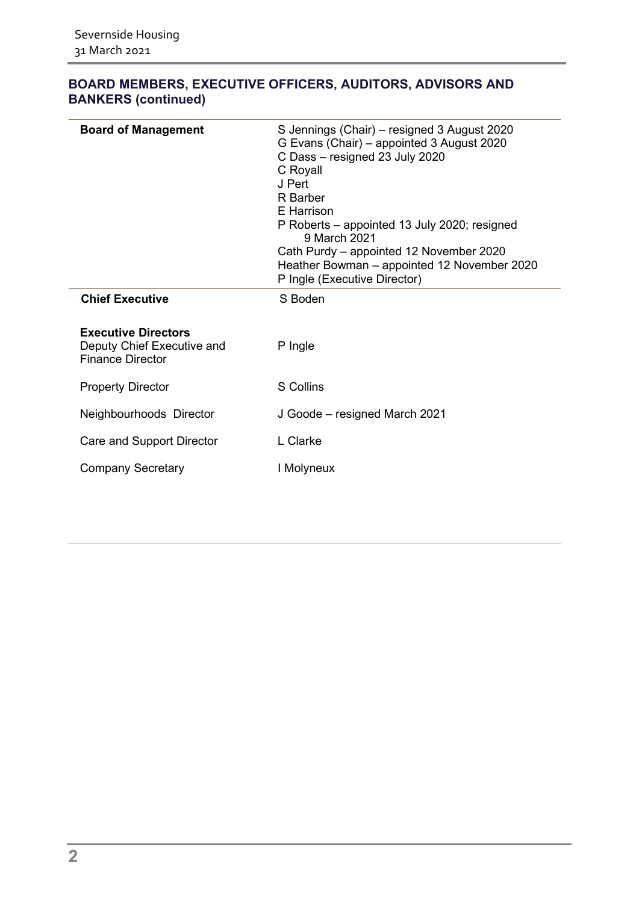## BOARD MEMBERS, EXECUTIVE OFFICERS, AUDITORS, ADVISORS AND BANKERS (continued)

| **Board of Management** | S Jennings (Chair) – resigned 3 August 2020<br>G Evans (Chair) – appointed 3 August 2020<br>C Dass – resigned 23 July 2020<br>C Royall<br>J Pert<br>R Barber<br>E Harrison<br>P Roberts – appointed 13 July 2020; resigned 9 March 2021<br>Cath Purdy – appointed 12 November 2020<br>Heather Bowman – appointed 12 November 2020<br>P Ingle (Executive Director) |
|---|---|
| **Chief Executive** | S Boden |
| **Executive Directors**<br>Deputy Chief Executive and Finance Director | P Ingle |
| Property Director | S Collins |
| Neighbourhoods Director | J Goode – resigned March 2021 |
| Care and Support Director | L Clarke |
| Company Secretary | I Molyneux |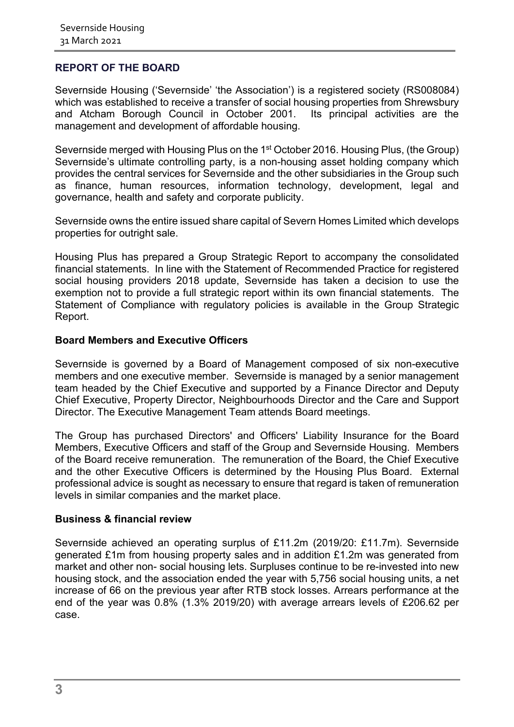## REPORT OF THE BOARD

Severnside Housing ('Severnside' 'the Association') is a registered society (RS008084) which was established to receive a transfer of social housing properties from Shrewsbury and Atcham Borough Council in October 2001. Its principal activities are the management and development of affordable housing.

Severnside merged with Housing Plus on the 1st October 2016. Housing Plus, (the Group) Severnside's ultimate controlling party, is a non-housing asset holding company which provides the central services for Severnside and the other subsidiaries in the Group such as finance, human resources, information technology, development, legal and governance, health and safety and corporate publicity.

Severnside owns the entire issued share capital of Severn Homes Limited which develops properties for outright sale.

Housing Plus has prepared a Group Strategic Report to accompany the consolidated financial statements. In line with the Statement of Recommended Practice for registered social housing providers 2018 update, Severnside has taken a decision to use the exemption not to provide a full strategic report within its own financial statements. The Statement of Compliance with regulatory policies is available in the Group Strategic Report.

### Board Members and Executive Officers

Severnside is governed by a Board of Management composed of six non-executive members and one executive member. Severnside is managed by a senior management team headed by the Chief Executive and supported by a Finance Director and Deputy Chief Executive, Property Director, Neighbourhoods Director and the Care and Support Director. The Executive Management Team attends Board meetings.

The Group has purchased Directors' and Officers' Liability Insurance for the Board Members, Executive Officers and staff of the Group and Severnside Housing. Members of the Board receive remuneration. The remuneration of the Board, the Chief Executive and the other Executive Officers is determined by the Housing Plus Board. External professional advice is sought as necessary to ensure that regard is taken of remuneration levels in similar companies and the market place.

### Business & financial review

Severnside achieved an operating surplus of £11.2m (2019/20: £11.7m). Severnside generated £1m from housing property sales and in addition £1.2m was generated from market and other non- social housing lets. Surpluses continue to be re-invested into new housing stock, and the association ended the year with 5,756 social housing units, a net increase of 66 on the previous year after RTB stock losses. Arrears performance at the end of the year was 0.8% (1.3% 2019/20) with average arrears levels of £206.62 per case.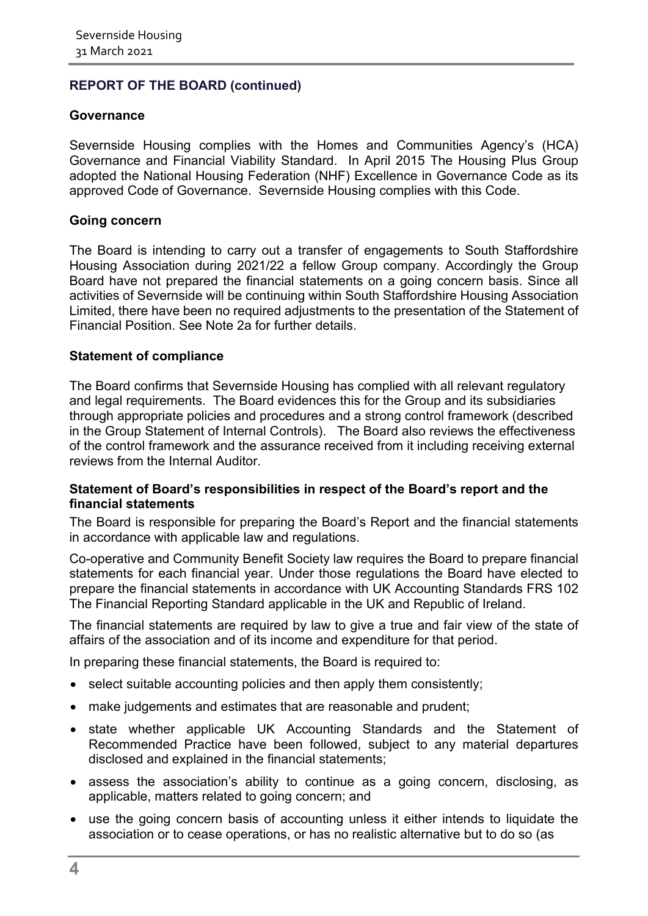## REPORT OF THE BOARD (continued)

### Governance

Severnside Housing complies with the Homes and Communities Agency's (HCA) Governance and Financial Viability Standard. In April 2015 The Housing Plus Group adopted the National Housing Federation (NHF) Excellence in Governance Code as its approved Code of Governance. Severnside Housing complies with this Code.

### Going concern

The Board is intending to carry out a transfer of engagements to South Staffordshire Housing Association during 2021/22 a fellow Group company. Accordingly the Group Board have not prepared the financial statements on a going concern basis. Since all activities of Severnside will be continuing within South Staffordshire Housing Association Limited, there have been no required adjustments to the presentation of the Statement of Financial Position. See Note 2a for further details.

### Statement of compliance

The Board confirms that Severnside Housing has complied with all relevant regulatory and legal requirements. The Board evidences this for the Group and its subsidiaries through appropriate policies and procedures and a strong control framework (described in the Group Statement of Internal Controls). The Board also reviews the effectiveness of the control framework and the assurance received from it including receiving external reviews from the Internal Auditor.

### Statement of Board's responsibilities in respect of the Board's report and the financial statements

The Board is responsible for preparing the Board's Report and the financial statements in accordance with applicable law and regulations.

Co-operative and Community Benefit Society law requires the Board to prepare financial statements for each financial year. Under those regulations the Board have elected to prepare the financial statements in accordance with UK Accounting Standards FRS 102 The Financial Reporting Standard applicable in the UK and Republic of Ireland.

The financial statements are required by law to give a true and fair view of the state of affairs of the association and of its income and expenditure for that period.

In preparing these financial statements, the Board is required to:

- select suitable accounting policies and then apply them consistently;
- make judgements and estimates that are reasonable and prudent;
- state whether applicable UK Accounting Standards and the Statement of Recommended Practice have been followed, subject to any material departures disclosed and explained in the financial statements;
- assess the association's ability to continue as a going concern, disclosing, as applicable, matters related to going concern; and
- use the going concern basis of accounting unless it either intends to liquidate the association or to cease operations, or has no realistic alternative but to do so (as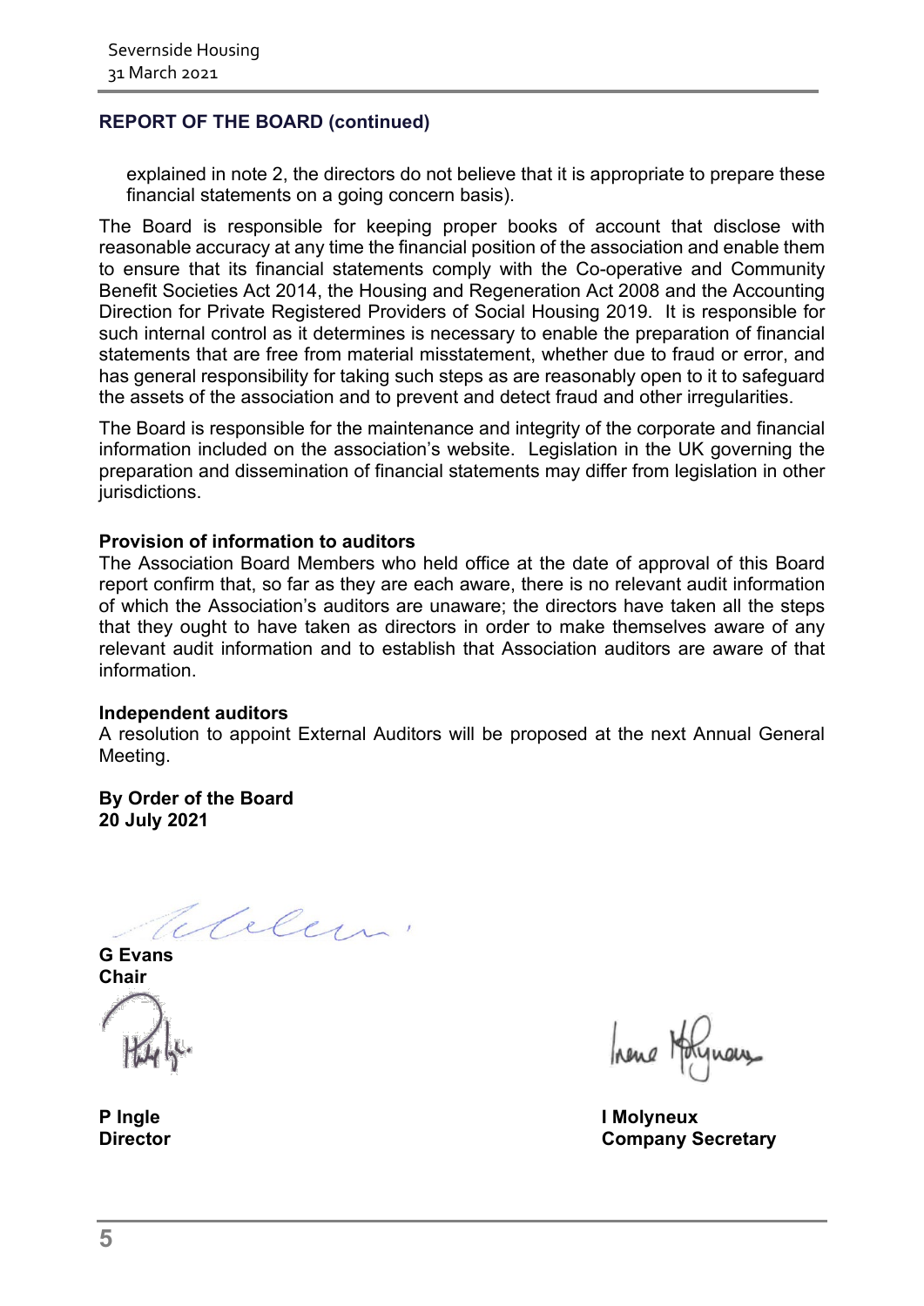## REPORT OF THE BOARD (continued)

explained in note 2, the directors do not believe that it is appropriate to prepare these financial statements on a going concern basis).

The Board is responsible for keeping proper books of account that disclose with reasonable accuracy at any time the financial position of the association and enable them to ensure that its financial statements comply with the Co-operative and Community Benefit Societies Act 2014, the Housing and Regeneration Act 2008 and the Accounting Direction for Private Registered Providers of Social Housing 2019. It is responsible for such internal control as it determines is necessary to enable the preparation of financial statements that are free from material misstatement, whether due to fraud or error, and has general responsibility for taking such steps as are reasonably open to it to safeguard the assets of the association and to prevent and detect fraud and other irregularities.

The Board is responsible for the maintenance and integrity of the corporate and financial information included on the association's website. Legislation in the UK governing the preparation and dissemination of financial statements may differ from legislation in other jurisdictions.

**Provision of information to auditors**

The Association Board Members who held office at the date of approval of this Board report confirm that, so far as they are each aware, there is no relevant audit information of which the Association's auditors are unaware; the directors have taken all the steps that they ought to have taken as directors in order to make themselves aware of any relevant audit information and to establish that Association auditors are aware of that information.

**Independent auditors**

A resolution to appoint External Auditors will be proposed at the next Annual General Meeting.

**By Order of the Board**
**20 July 2021**

**G Evans**
**Chair**

**P Ingle**
**Director**

**I Molyneux**
**Company Secretary**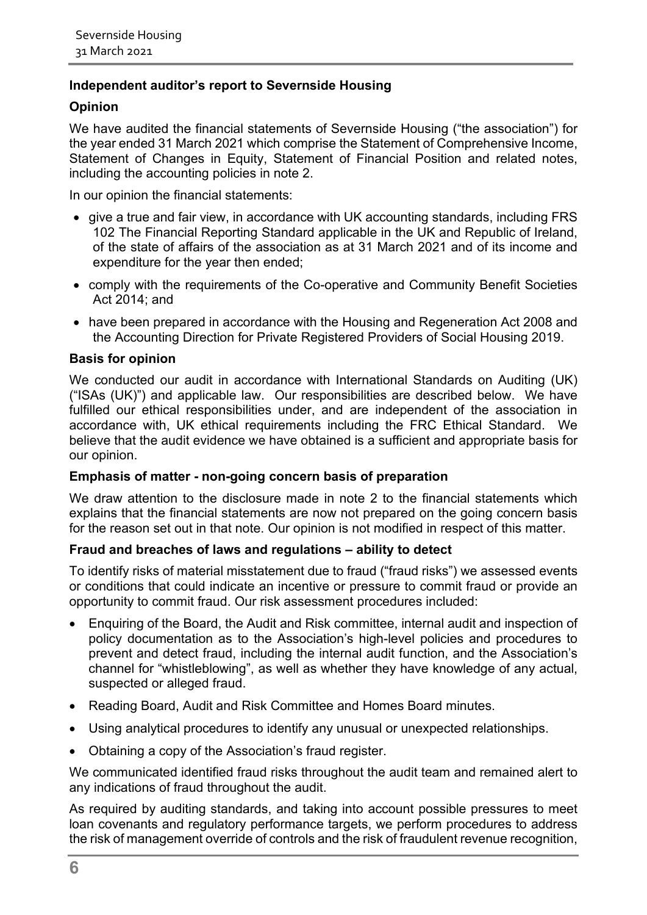## Independent auditor's report to Severnside Housing

### Opinion

We have audited the financial statements of Severnside Housing ("the association") for the year ended 31 March 2021 which comprise the Statement of Comprehensive Income, Statement of Changes in Equity, Statement of Financial Position and related notes, including the accounting policies in note 2.

In our opinion the financial statements:

- give a true and fair view, in accordance with UK accounting standards, including FRS 102 The Financial Reporting Standard applicable in the UK and Republic of Ireland, of the state of affairs of the association as at 31 March 2021 and of its income and expenditure for the year then ended;
- comply with the requirements of the Co-operative and Community Benefit Societies Act 2014; and
- have been prepared in accordance with the Housing and Regeneration Act 2008 and the Accounting Direction for Private Registered Providers of Social Housing 2019.

### Basis for opinion

We conducted our audit in accordance with International Standards on Auditing (UK) ("ISAs (UK)") and applicable law. Our responsibilities are described below. We have fulfilled our ethical responsibilities under, and are independent of the association in accordance with, UK ethical requirements including the FRC Ethical Standard. We believe that the audit evidence we have obtained is a sufficient and appropriate basis for our opinion.

### Emphasis of matter - non-going concern basis of preparation

We draw attention to the disclosure made in note 2 to the financial statements which explains that the financial statements are now not prepared on the going concern basis for the reason set out in that note. Our opinion is not modified in respect of this matter.

### Fraud and breaches of laws and regulations – ability to detect

To identify risks of material misstatement due to fraud ("fraud risks") we assessed events or conditions that could indicate an incentive or pressure to commit fraud or provide an opportunity to commit fraud. Our risk assessment procedures included:

- Enquiring of the Board, the Audit and Risk committee, internal audit and inspection of policy documentation as to the Association's high-level policies and procedures to prevent and detect fraud, including the internal audit function, and the Association's channel for "whistleblowing", as well as whether they have knowledge of any actual, suspected or alleged fraud.
- Reading Board, Audit and Risk Committee and Homes Board minutes.
- Using analytical procedures to identify any unusual or unexpected relationships.
- Obtaining a copy of the Association's fraud register.

We communicated identified fraud risks throughout the audit team and remained alert to any indications of fraud throughout the audit.

As required by auditing standards, and taking into account possible pressures to meet loan covenants and regulatory performance targets, we perform procedures to address the risk of management override of controls and the risk of fraudulent revenue recognition,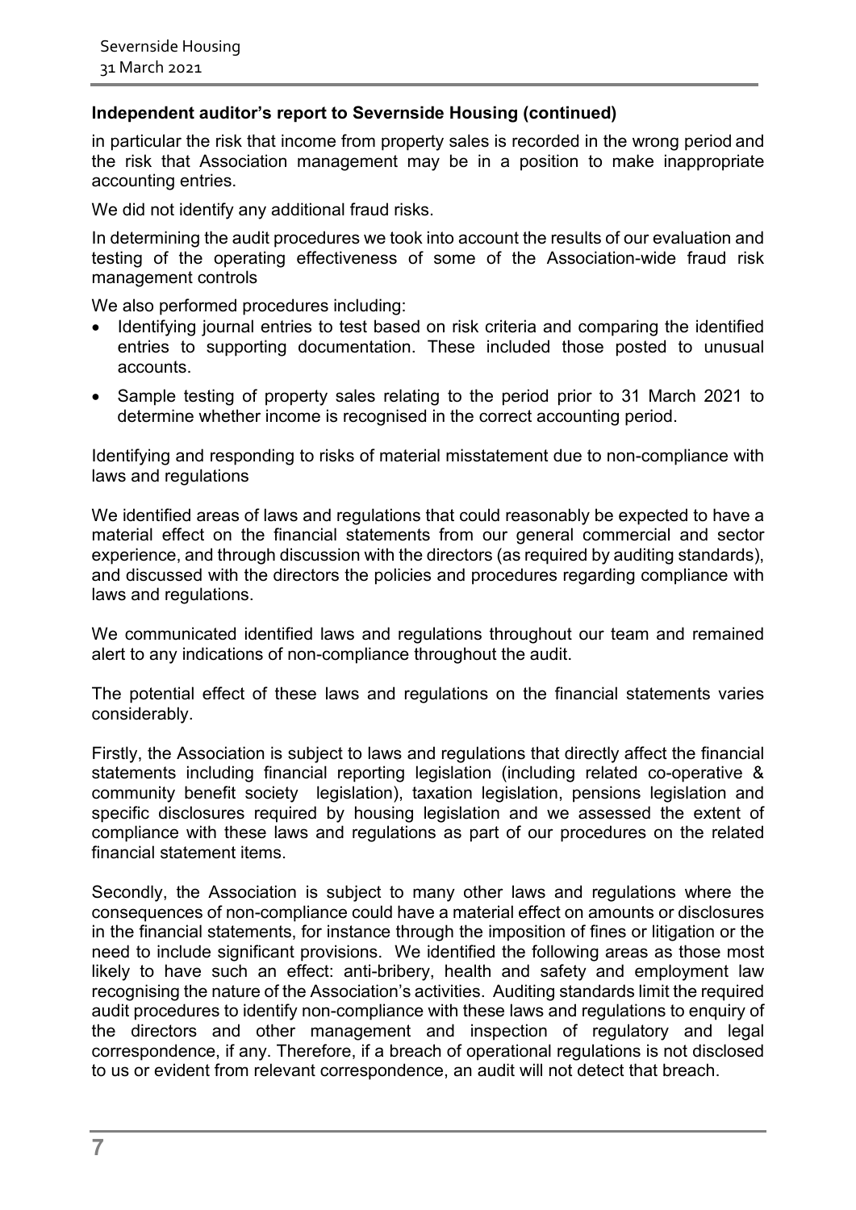**Independent auditor's report to Severnside Housing (continued)**

in particular the risk that income from property sales is recorded in the wrong period and the risk that Association management may be in a position to make inappropriate accounting entries.

We did not identify any additional fraud risks.

In determining the audit procedures we took into account the results of our evaluation and testing of the operating effectiveness of some of the Association-wide fraud risk management controls

We also performed procedures including:

- Identifying journal entries to test based on risk criteria and comparing the identified entries to supporting documentation. These included those posted to unusual accounts.
- Sample testing of property sales relating to the period prior to 31 March 2021 to determine whether income is recognised in the correct accounting period.

Identifying and responding to risks of material misstatement due to non-compliance with laws and regulations

We identified areas of laws and regulations that could reasonably be expected to have a material effect on the financial statements from our general commercial and sector experience, and through discussion with the directors (as required by auditing standards), and discussed with the directors the policies and procedures regarding compliance with laws and regulations.

We communicated identified laws and regulations throughout our team and remained alert to any indications of non-compliance throughout the audit.

The potential effect of these laws and regulations on the financial statements varies considerably.

Firstly, the Association is subject to laws and regulations that directly affect the financial statements including financial reporting legislation (including related co-operative & community benefit society legislation), taxation legislation, pensions legislation and specific disclosures required by housing legislation and we assessed the extent of compliance with these laws and regulations as part of our procedures on the related financial statement items.

Secondly, the Association is subject to many other laws and regulations where the consequences of non-compliance could have a material effect on amounts or disclosures in the financial statements, for instance through the imposition of fines or litigation or the need to include significant provisions. We identified the following areas as those most likely to have such an effect: anti-bribery, health and safety and employment law recognising the nature of the Association's activities. Auditing standards limit the required audit procedures to identify non-compliance with these laws and regulations to enquiry of the directors and other management and inspection of regulatory and legal correspondence, if any. Therefore, if a breach of operational regulations is not disclosed to us or evident from relevant correspondence, an audit will not detect that breach.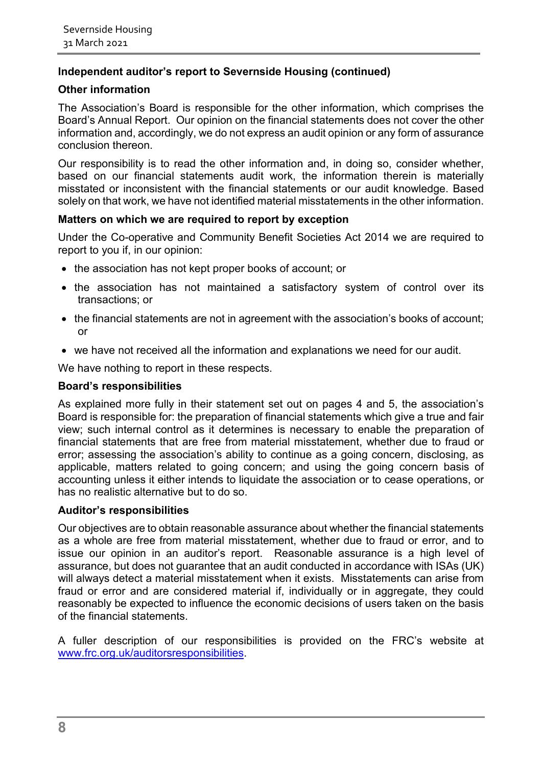## Independent auditor's report to Severnside Housing (continued)

### Other information

The Association's Board is responsible for the other information, which comprises the Board's Annual Report. Our opinion on the financial statements does not cover the other information and, accordingly, we do not express an audit opinion or any form of assurance conclusion thereon.

Our responsibility is to read the other information and, in doing so, consider whether, based on our financial statements audit work, the information therein is materially misstated or inconsistent with the financial statements or our audit knowledge. Based solely on that work, we have not identified material misstatements in the other information.

### Matters on which we are required to report by exception

Under the Co-operative and Community Benefit Societies Act 2014 we are required to report to you if, in our opinion:

- the association has not kept proper books of account; or
- the association has not maintained a satisfactory system of control over its transactions; or
- the financial statements are not in agreement with the association's books of account; or
- we have not received all the information and explanations we need for our audit.

We have nothing to report in these respects.

### Board's responsibilities

As explained more fully in their statement set out on pages 4 and 5, the association's Board is responsible for: the preparation of financial statements which give a true and fair view; such internal control as it determines is necessary to enable the preparation of financial statements that are free from material misstatement, whether due to fraud or error; assessing the association's ability to continue as a going concern, disclosing, as applicable, matters related to going concern; and using the going concern basis of accounting unless it either intends to liquidate the association or to cease operations, or has no realistic alternative but to do so.

### Auditor's responsibilities

Our objectives are to obtain reasonable assurance about whether the financial statements as a whole are free from material misstatement, whether due to fraud or error, and to issue our opinion in an auditor's report. Reasonable assurance is a high level of assurance, but does not guarantee that an audit conducted in accordance with ISAs (UK) will always detect a material misstatement when it exists. Misstatements can arise from fraud or error and are considered material if, individually or in aggregate, they could reasonably be expected to influence the economic decisions of users taken on the basis of the financial statements.

A fuller description of our responsibilities is provided on the FRC's website at [www.frc.org.uk/auditorsresponsibilities](http://www.frc.org.uk/auditorsresponsibilities).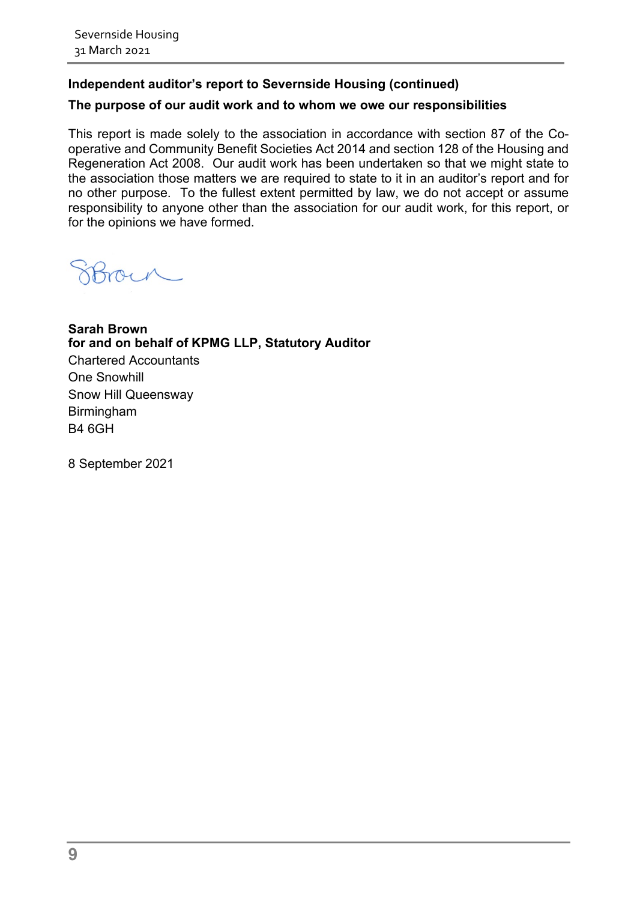## Independent auditor's report to Severnside Housing (continued)

### The purpose of our audit work and to whom we owe our responsibilities

This report is made solely to the association in accordance with section 87 of the Co-operative and Community Benefit Societies Act 2014 and section 128 of the Housing and Regeneration Act 2008. Our audit work has been undertaken so that we might state to the association those matters we are required to state to it in an auditor's report and for no other purpose. To the fullest extent permitted by law, we do not accept or assume responsibility to anyone other than the association for our audit work, for this report, or for the opinions we have formed.

SBrown

**Sarah Brown**
**for and on behalf of KPMG LLP, Statutory Auditor**
Chartered Accountants
One Snowhill
Snow Hill Queensway
Birmingham
B4 6GH

8 September 2021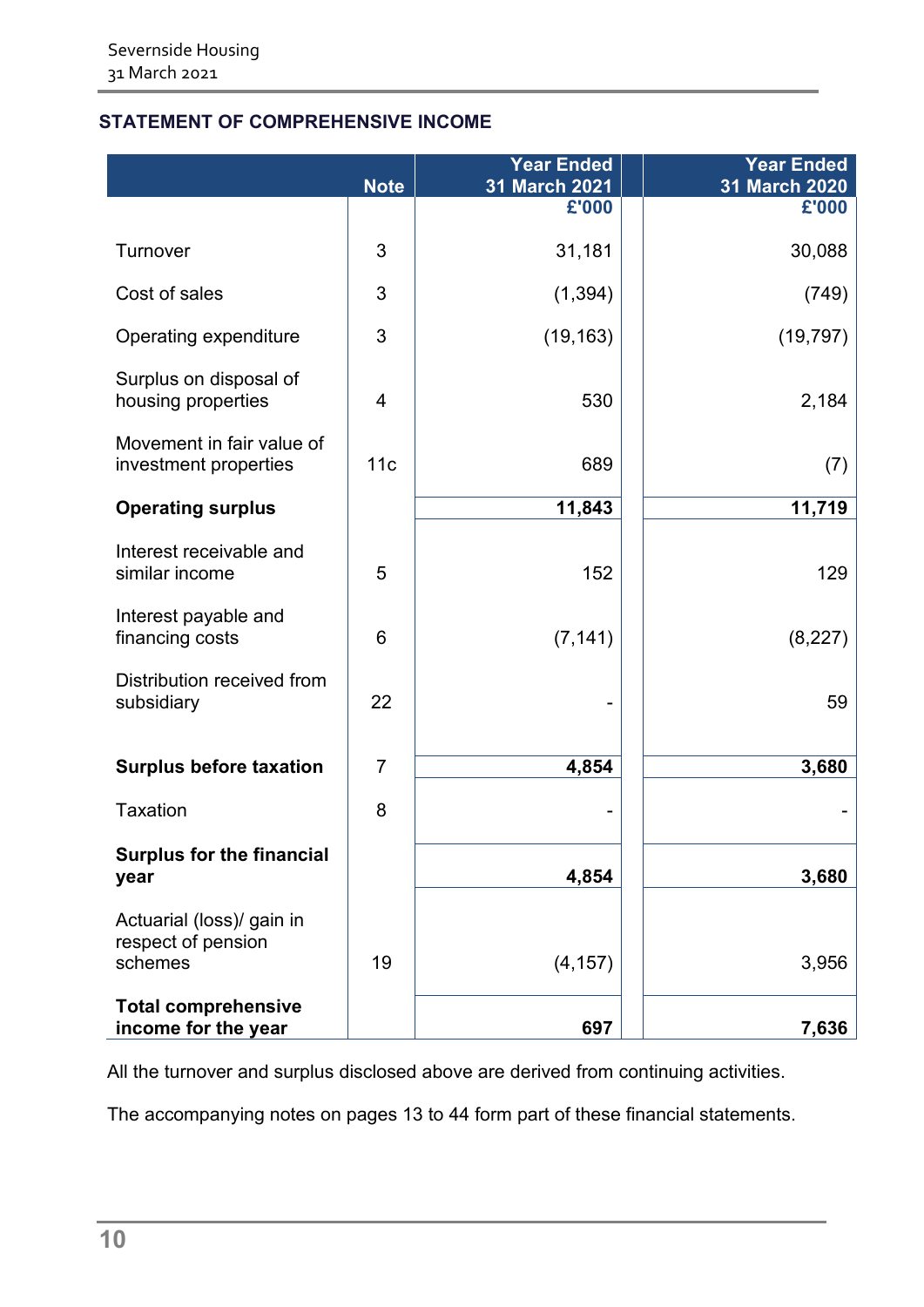## STATEMENT OF COMPREHENSIVE INCOME

| | Note | Year Ended 31 March 2021 £'000 | Year Ended 31 March 2020 £'000 |
|---|---|---|---|
| Turnover | 3 | 31,181 | 30,088 |
| Cost of sales | 3 | (1,394) | (749) |
| Operating expenditure | 3 | (19,163) | (19,797) |
| Surplus on disposal of housing properties | 4 | 530 | 2,184 |
| Movement in fair value of investment properties | 11c | 689 | (7) |
| **Operating surplus** | | **11,843** | **11,719** |
| Interest receivable and similar income | 5 | 152 | 129 |
| Interest payable and financing costs | 6 | (7,141) | (8,227) |
| Distribution received from subsidiary | 22 | - | 59 |
| **Surplus before taxation** | 7 | **4,854** | **3,680** |
| Taxation | 8 | - | - |
| **Surplus for the financial year** | | **4,854** | **3,680** |
| Actuarial (loss)/ gain in respect of pension schemes | 19 | (4,157) | 3,956 |
| **Total comprehensive income for the year** | | **697** | **7,636** |

All the turnover and surplus disclosed above are derived from continuing activities.

The accompanying notes on pages 13 to 44 form part of these financial statements.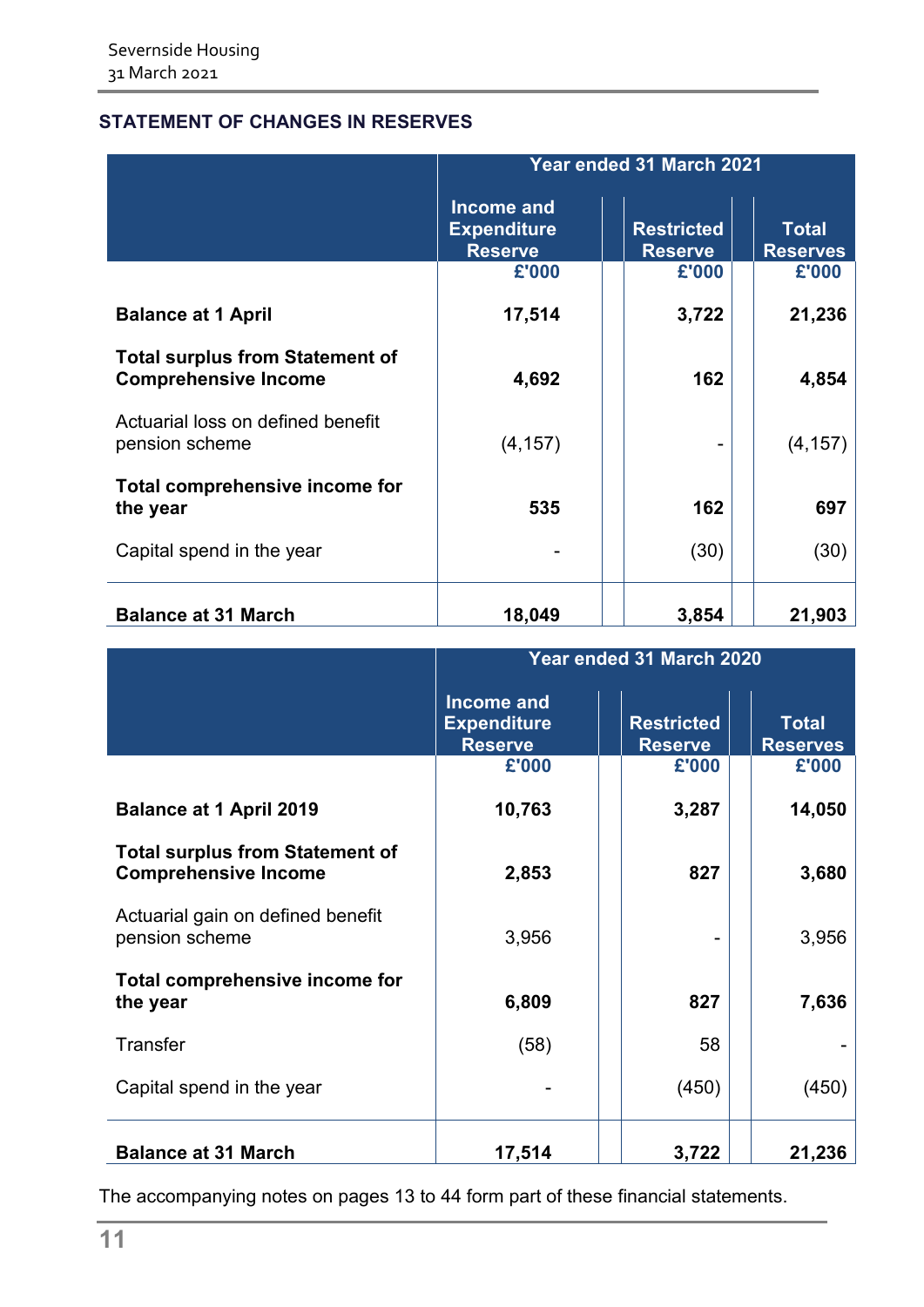## STATEMENT OF CHANGES IN RESERVES

| | Year ended 31 March 2021 | | |
|---|---|---|---|
| | Income and Expenditure Reserve | Restricted Reserve | Total Reserves |
| | £'000 | £'000 | £'000 |
| **Balance at 1 April** | **17,514** | **3,722** | **21,236** |
| **Total surplus from Statement of Comprehensive Income** | **4,692** | **162** | **4,854** |
| Actuarial loss on defined benefit pension scheme | (4,157) | - | (4,157) |
| **Total comprehensive income for the year** | **535** | **162** | **697** |
| Capital spend in the year | - | (30) | (30) |
| **Balance at 31 March** | **18,049** | **3,854** | **21,903** |

| | Year ended 31 March 2020 | | |
|---|---|---|---|
| | Income and Expenditure Reserve | Restricted Reserve | Total Reserves |
| | £'000 | £'000 | £'000 |
| **Balance at 1 April 2019** | **10,763** | **3,287** | **14,050** |
| **Total surplus from Statement of Comprehensive Income** | **2,853** | **827** | **3,680** |
| Actuarial gain on defined benefit pension scheme | 3,956 | - | 3,956 |
| **Total comprehensive income for the year** | **6,809** | **827** | **7,636** |
| Transfer | (58) | 58 | - |
| Capital spend in the year | - | (450) | (450) |
| **Balance at 31 March** | **17,514** | **3,722** | **21,236** |

The accompanying notes on pages 13 to 44 form part of these financial statements.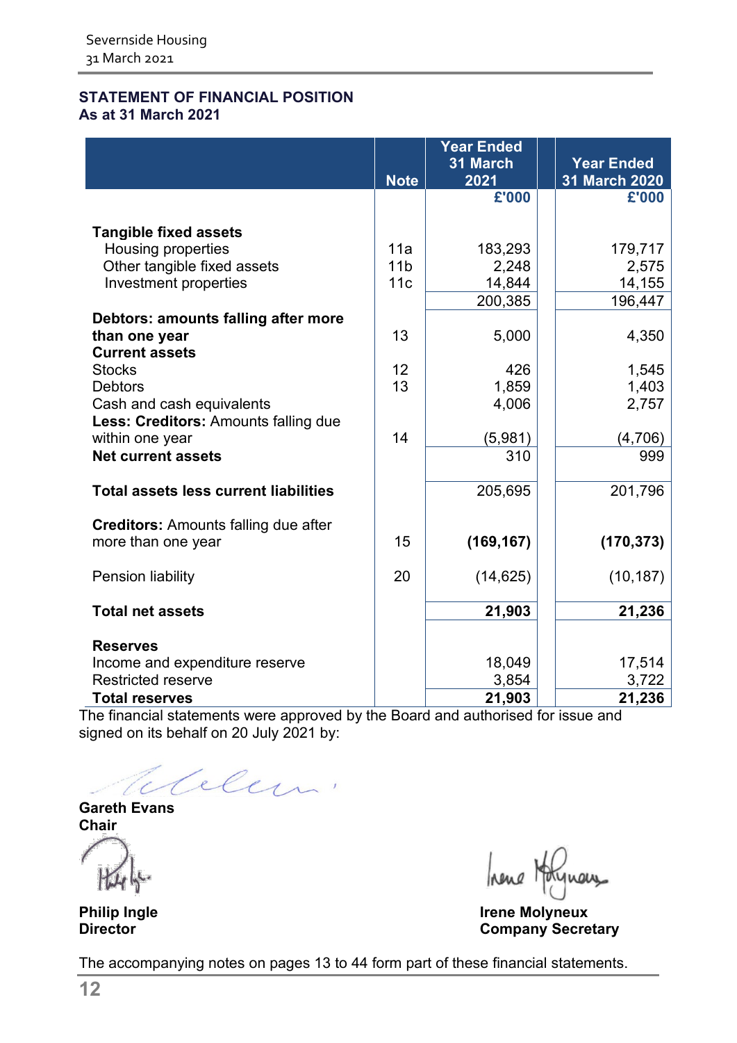## STATEMENT OF FINANCIAL POSITION
### As at 31 March 2021

| | Note | Year Ended 31 March 2021 | Year Ended 31 March 2020 |
|---|---|---|---|
| | | £'000 | £'000 |
| **Tangible fixed assets** | | | |
| Housing properties | 11a | 183,293 | 179,717 |
| Other tangible fixed assets | 11b | 2,248 | 2,575 |
| Investment properties | 11c | 14,844 | 14,155 |
| | | 200,385 | 196,447 |
| **Debtors: amounts falling after more than one year** | 13 | 5,000 | 4,350 |
| **Current assets** | | | |
| Stocks | 12 | 426 | 1,545 |
| Debtors | 13 | 1,859 | 1,403 |
| Cash and cash equivalents | | 4,006 | 2,757 |
| **Less: Creditors:** Amounts falling due within one year | 14 | (5,981) | (4,706) |
| **Net current assets** | | 310 | 999 |
| **Total assets less current liabilities** | | 205,695 | 201,796 |
| **Creditors:** Amounts falling due after more than one year | 15 | **(169,167)** | **(170,373)** |
| Pension liability | 20 | (14,625) | (10,187) |
| **Total net assets** | | **21,903** | **21,236** |
| **Reserves** | | | |
| Income and expenditure reserve | | 18,049 | 17,514 |
| Restricted reserve | | 3,854 | 3,722 |
| **Total reserves** | | **21,903** | **21,236** |

The financial statements were approved by the Board and authorised for issue and signed on its behalf on 20 July 2021 by:

**Gareth Evans**
**Chair**

**Philip Ingle**
**Director**

**Irene Molyneux**
**Company Secretary**

The accompanying notes on pages 13 to 44 form part of these financial statements.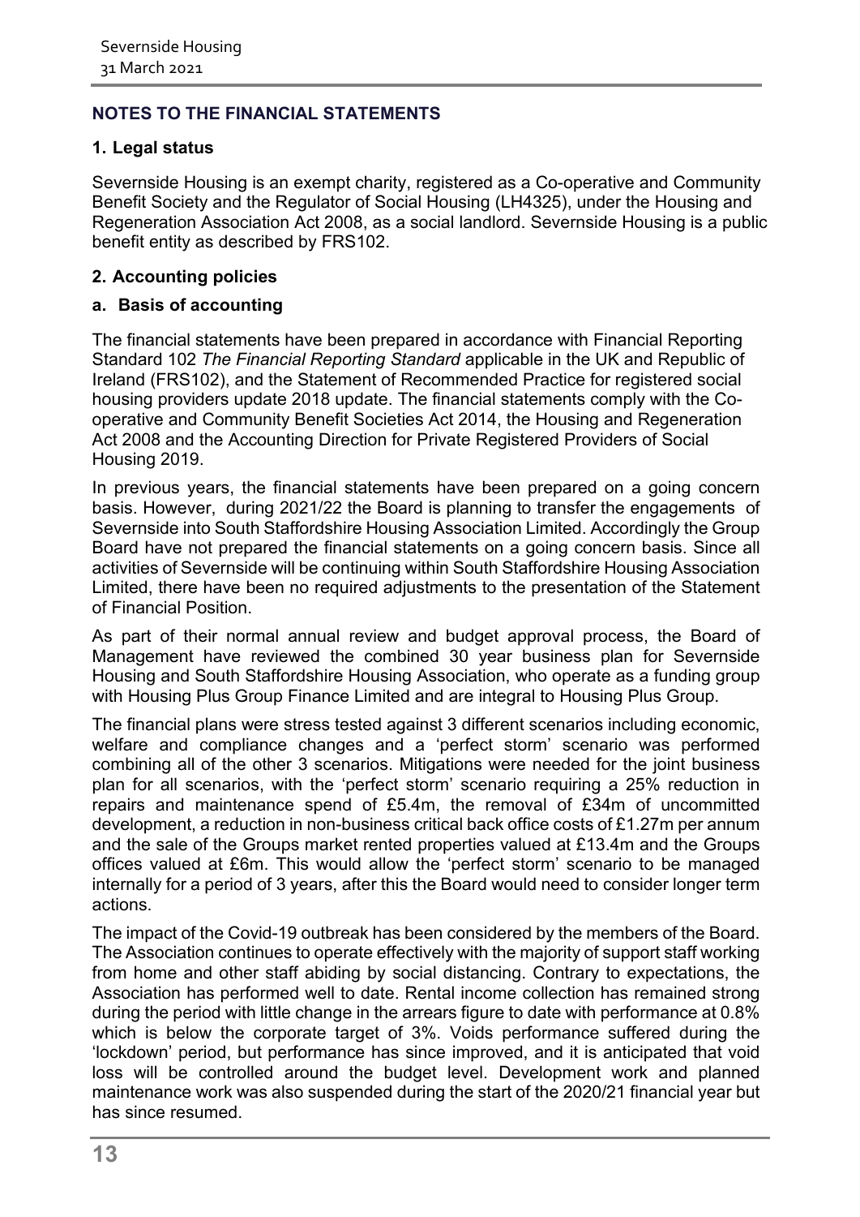## NOTES TO THE FINANCIAL STATEMENTS

### 1. Legal status

Severnside Housing is an exempt charity, registered as a Co-operative and Community Benefit Society and the Regulator of Social Housing (LH4325), under the Housing and Regeneration Association Act 2008, as a social landlord. Severnside Housing is a public benefit entity as described by FRS102.

### 2. Accounting policies

#### a. Basis of accounting

The financial statements have been prepared in accordance with Financial Reporting Standard 102 *The Financial Reporting Standard* applicable in the UK and Republic of Ireland (FRS102), and the Statement of Recommended Practice for registered social housing providers update 2018 update. The financial statements comply with the Co-operative and Community Benefit Societies Act 2014, the Housing and Regeneration Act 2008 and the Accounting Direction for Private Registered Providers of Social Housing 2019.

In previous years, the financial statements have been prepared on a going concern basis. However, during 2021/22 the Board is planning to transfer the engagements of Severnside into South Staffordshire Housing Association Limited. Accordingly the Group Board have not prepared the financial statements on a going concern basis. Since all activities of Severnside will be continuing within South Staffordshire Housing Association Limited, there have been no required adjustments to the presentation of the Statement of Financial Position.

As part of their normal annual review and budget approval process, the Board of Management have reviewed the combined 30 year business plan for Severnside Housing and South Staffordshire Housing Association, who operate as a funding group with Housing Plus Group Finance Limited and are integral to Housing Plus Group.

The financial plans were stress tested against 3 different scenarios including economic, welfare and compliance changes and a 'perfect storm' scenario was performed combining all of the other 3 scenarios. Mitigations were needed for the joint business plan for all scenarios, with the 'perfect storm' scenario requiring a 25% reduction in repairs and maintenance spend of £5.4m, the removal of £34m of uncommitted development, a reduction in non-business critical back office costs of £1.27m per annum and the sale of the Groups market rented properties valued at £13.4m and the Groups offices valued at £6m. This would allow the 'perfect storm' scenario to be managed internally for a period of 3 years, after this the Board would need to consider longer term actions.

The impact of the Covid-19 outbreak has been considered by the members of the Board. The Association continues to operate effectively with the majority of support staff working from home and other staff abiding by social distancing. Contrary to expectations, the Association has performed well to date. Rental income collection has remained strong during the period with little change in the arrears figure to date with performance at 0.8% which is below the corporate target of 3%. Voids performance suffered during the 'lockdown' period, but performance has since improved, and it is anticipated that void loss will be controlled around the budget level. Development work and planned maintenance work was also suspended during the start of the 2020/21 financial year but has since resumed.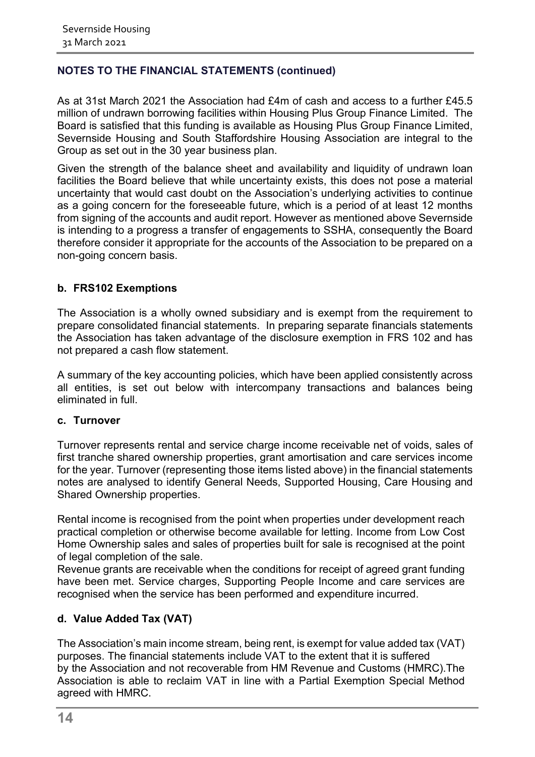## NOTES TO THE FINANCIAL STATEMENTS (continued)

As at 31st March 2021 the Association had £4m of cash and access to a further £45.5 million of undrawn borrowing facilities within Housing Plus Group Finance Limited. The Board is satisfied that this funding is available as Housing Plus Group Finance Limited, Severnside Housing and South Staffordshire Housing Association are integral to the Group as set out in the 30 year business plan.

Given the strength of the balance sheet and availability and liquidity of undrawn loan facilities the Board believe that while uncertainty exists, this does not pose a material uncertainty that would cast doubt on the Association's underlying activities to continue as a going concern for the foreseeable future, which is a period of at least 12 months from signing of the accounts and audit report. However as mentioned above Severnside is intending to a progress a transfer of engagements to SSHA, consequently the Board therefore consider it appropriate for the accounts of the Association to be prepared on a non-going concern basis.

### b. FRS102 Exemptions

The Association is a wholly owned subsidiary and is exempt from the requirement to prepare consolidated financial statements. In preparing separate financials statements the Association has taken advantage of the disclosure exemption in FRS 102 and has not prepared a cash flow statement.

A summary of the key accounting policies, which have been applied consistently across all entities, is set out below with intercompany transactions and balances being eliminated in full.

### c. Turnover

Turnover represents rental and service charge income receivable net of voids, sales of first tranche shared ownership properties, grant amortisation and care services income for the year. Turnover (representing those items listed above) in the financial statements notes are analysed to identify General Needs, Supported Housing, Care Housing and Shared Ownership properties.

Rental income is recognised from the point when properties under development reach practical completion or otherwise become available for letting. Income from Low Cost Home Ownership sales and sales of properties built for sale is recognised at the point of legal completion of the sale.

Revenue grants are receivable when the conditions for receipt of agreed grant funding have been met. Service charges, Supporting People Income and care services are recognised when the service has been performed and expenditure incurred.

### d. Value Added Tax (VAT)

The Association's main income stream, being rent, is exempt for value added tax (VAT) purposes. The financial statements include VAT to the extent that it is suffered by the Association and not recoverable from HM Revenue and Customs (HMRC).The Association is able to reclaim VAT in line with a Partial Exemption Special Method agreed with HMRC.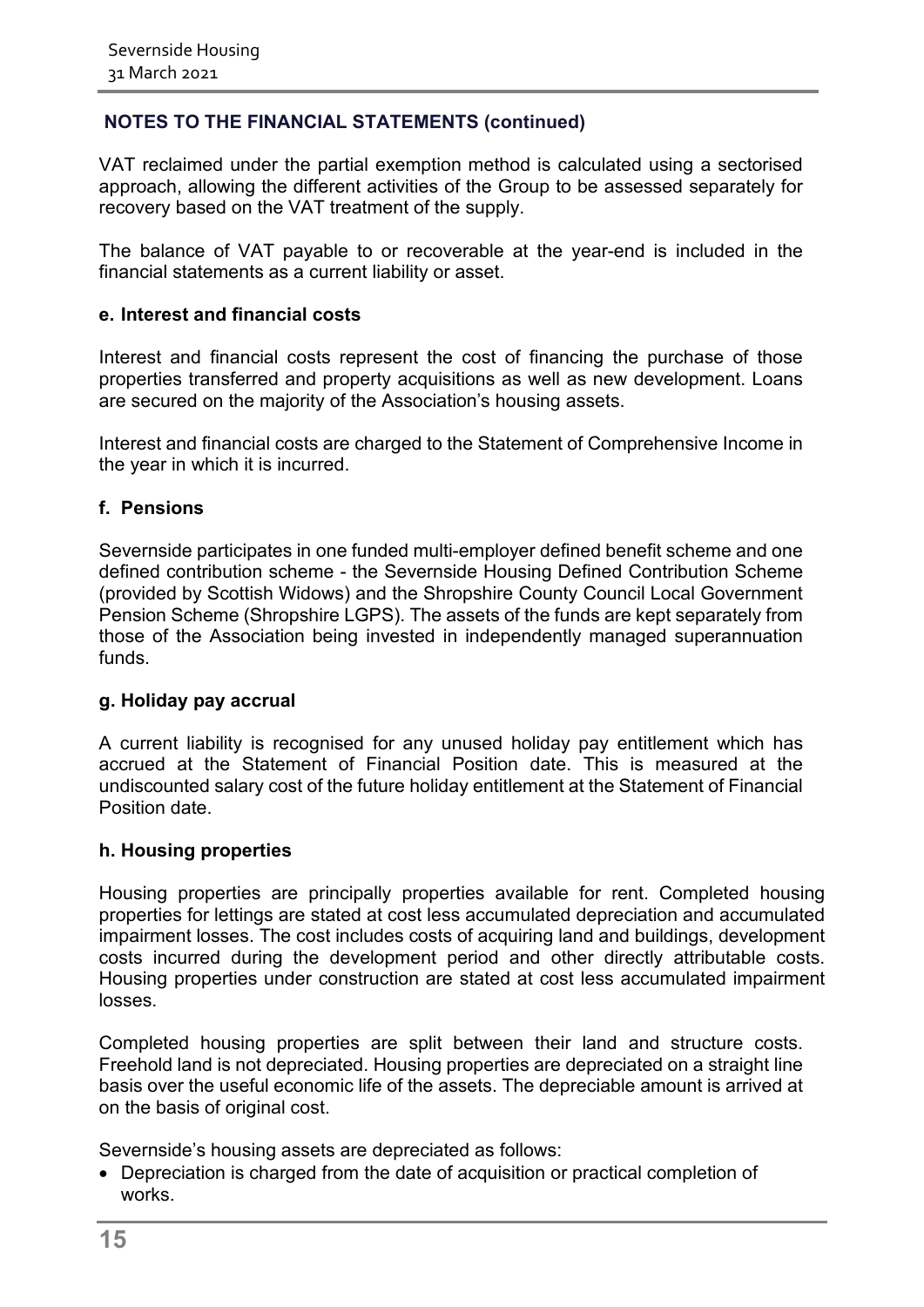## NOTES TO THE FINANCIAL STATEMENTS (continued)

VAT reclaimed under the partial exemption method is calculated using a sectorised approach, allowing the different activities of the Group to be assessed separately for recovery based on the VAT treatment of the supply.

The balance of VAT payable to or recoverable at the year-end is included in the financial statements as a current liability or asset.

### e. Interest and financial costs

Interest and financial costs represent the cost of financing the purchase of those properties transferred and property acquisitions as well as new development. Loans are secured on the majority of the Association's housing assets.

Interest and financial costs are charged to the Statement of Comprehensive Income in the year in which it is incurred.

### f. Pensions

Severnside participates in one funded multi-employer defined benefit scheme and one defined contribution scheme - the Severnside Housing Defined Contribution Scheme (provided by Scottish Widows) and the Shropshire County Council Local Government Pension Scheme (Shropshire LGPS). The assets of the funds are kept separately from those of the Association being invested in independently managed superannuation funds.

### g. Holiday pay accrual

A current liability is recognised for any unused holiday pay entitlement which has accrued at the Statement of Financial Position date. This is measured at the undiscounted salary cost of the future holiday entitlement at the Statement of Financial Position date.

### h. Housing properties

Housing properties are principally properties available for rent. Completed housing properties for lettings are stated at cost less accumulated depreciation and accumulated impairment losses. The cost includes costs of acquiring land and buildings, development costs incurred during the development period and other directly attributable costs. Housing properties under construction are stated at cost less accumulated impairment losses.

Completed housing properties are split between their land and structure costs. Freehold land is not depreciated. Housing properties are depreciated on a straight line basis over the useful economic life of the assets. The depreciable amount is arrived at on the basis of original cost.

Severnside's housing assets are depreciated as follows:

- Depreciation is charged from the date of acquisition or practical completion of works.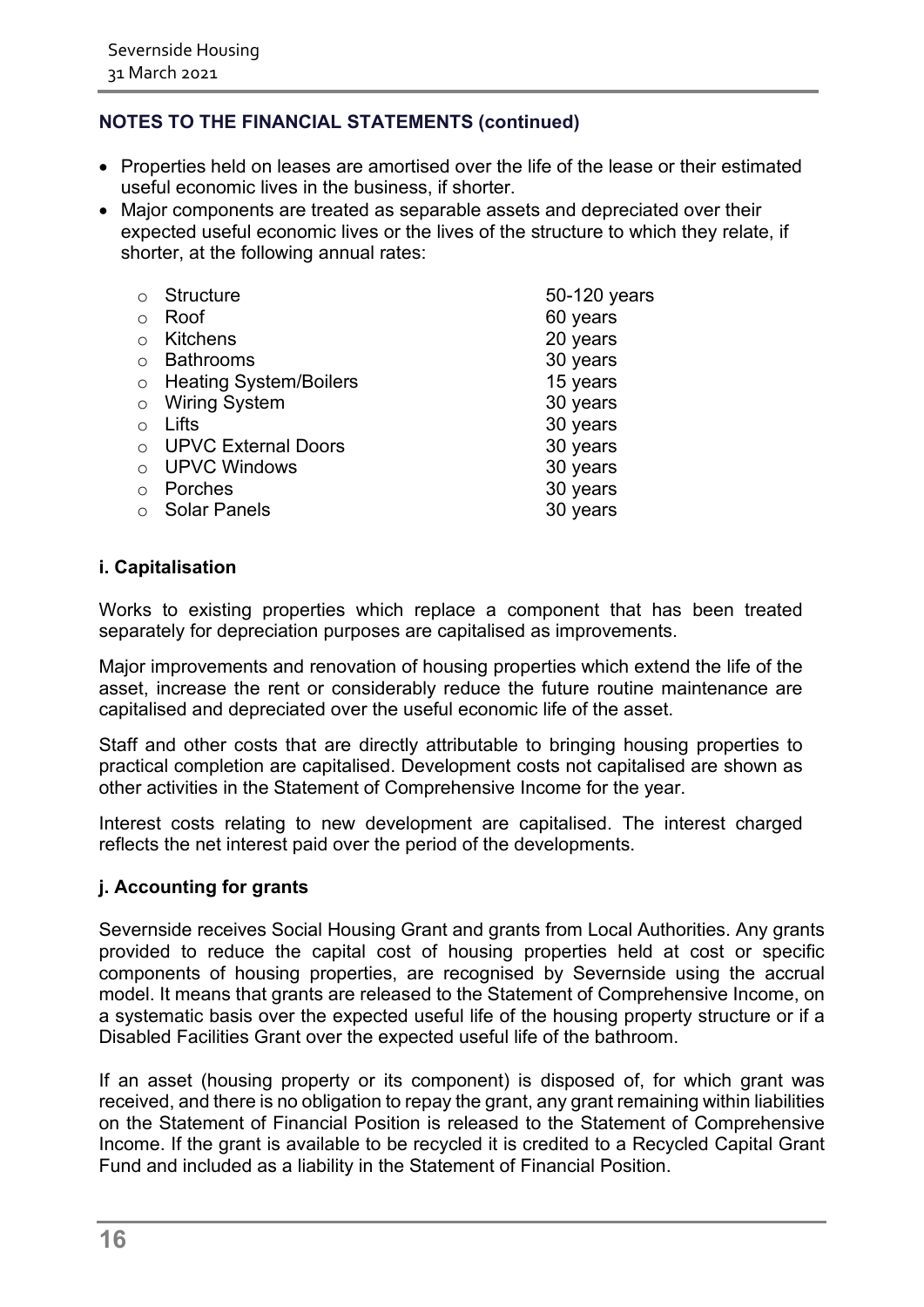## NOTES TO THE FINANCIAL STATEMENTS (continued)

- Properties held on leases are amortised over the life of the lease or their estimated useful economic lives in the business, if shorter.
- Major components are treated as separable assets and depreciated over their expected useful economic lives or the lives of the structure to which they relate, if shorter, at the following annual rates:

| Component | Useful life |
|---|---|
| Structure | 50-120 years |
| Roof | 60 years |
| Kitchens | 20 years |
| Bathrooms | 30 years |
| Heating System/Boilers | 15 years |
| Wiring System | 30 years |
| Lifts | 30 years |
| UPVC External Doors | 30 years |
| UPVC Windows | 30 years |
| Porches | 30 years |
| Solar Panels | 30 years |

### i. Capitalisation

Works to existing properties which replace a component that has been treated separately for depreciation purposes are capitalised as improvements.

Major improvements and renovation of housing properties which extend the life of the asset, increase the rent or considerably reduce the future routine maintenance are capitalised and depreciated over the useful economic life of the asset.

Staff and other costs that are directly attributable to bringing housing properties to practical completion are capitalised. Development costs not capitalised are shown as other activities in the Statement of Comprehensive Income for the year.

Interest costs relating to new development are capitalised. The interest charged reflects the net interest paid over the period of the developments.

### j. Accounting for grants

Severnside receives Social Housing Grant and grants from Local Authorities. Any grants provided to reduce the capital cost of housing properties held at cost or specific components of housing properties, are recognised by Severnside using the accrual model. It means that grants are released to the Statement of Comprehensive Income, on a systematic basis over the expected useful life of the housing property structure or if a Disabled Facilities Grant over the expected useful life of the bathroom.

If an asset (housing property or its component) is disposed of, for which grant was received, and there is no obligation to repay the grant, any grant remaining within liabilities on the Statement of Financial Position is released to the Statement of Comprehensive Income. If the grant is available to be recycled it is credited to a Recycled Capital Grant Fund and included as a liability in the Statement of Financial Position.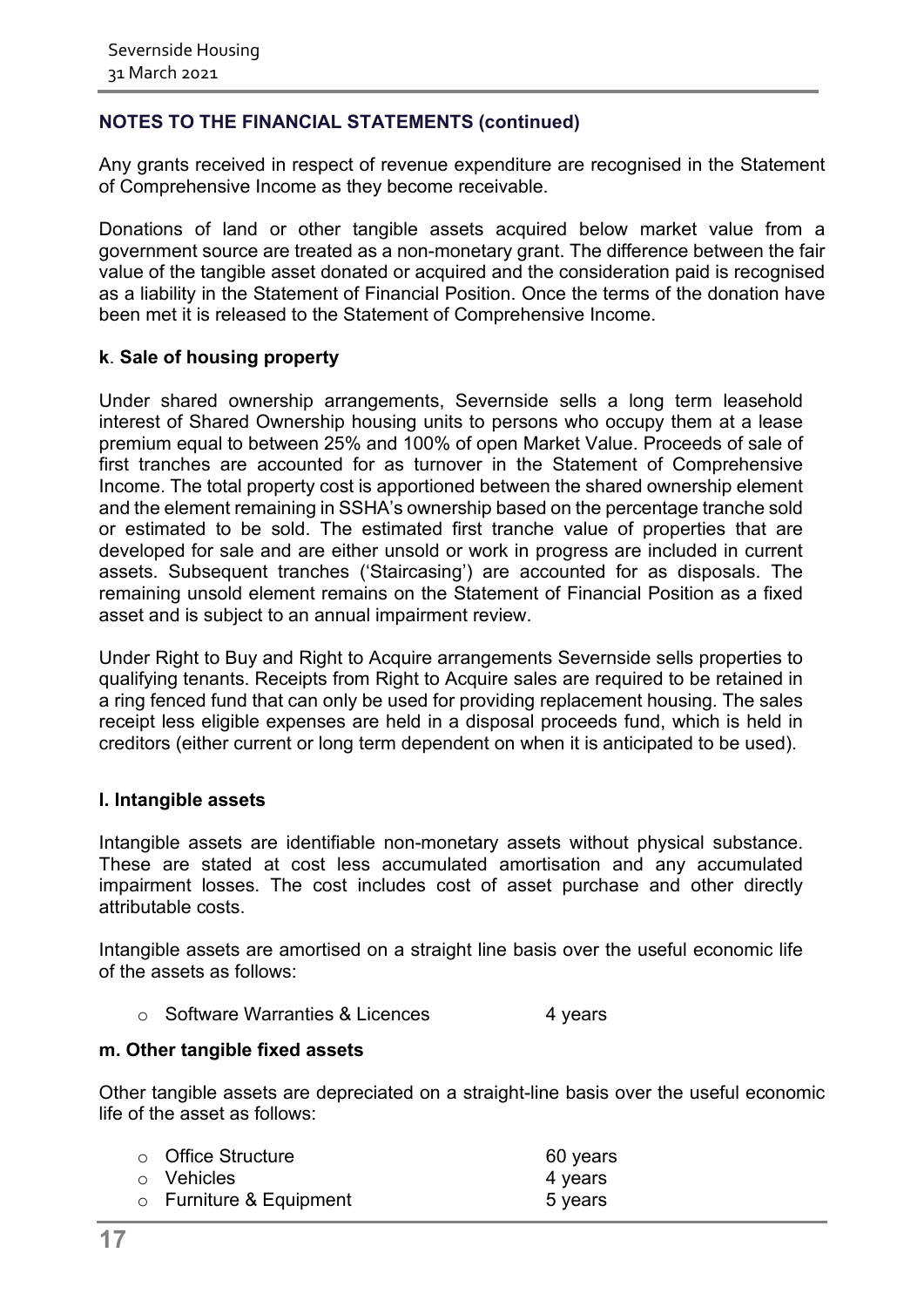## NOTES TO THE FINANCIAL STATEMENTS (continued)

Any grants received in respect of revenue expenditure are recognised in the Statement of Comprehensive Income as they become receivable.

Donations of land or other tangible assets acquired below market value from a government source are treated as a non-monetary grant. The difference between the fair value of the tangible asset donated or acquired and the consideration paid is recognised as a liability in the Statement of Financial Position. Once the terms of the donation have been met it is released to the Statement of Comprehensive Income.

### k. Sale of housing property

Under shared ownership arrangements, Severnside sells a long term leasehold interest of Shared Ownership housing units to persons who occupy them at a lease premium equal to between 25% and 100% of open Market Value. Proceeds of sale of first tranches are accounted for as turnover in the Statement of Comprehensive Income. The total property cost is apportioned between the shared ownership element and the element remaining in SSHA's ownership based on the percentage tranche sold or estimated to be sold. The estimated first tranche value of properties that are developed for sale and are either unsold or work in progress are included in current assets. Subsequent tranches ('Staircasing') are accounted for as disposals. The remaining unsold element remains on the Statement of Financial Position as a fixed asset and is subject to an annual impairment review.

Under Right to Buy and Right to Acquire arrangements Severnside sells properties to qualifying tenants. Receipts from Right to Acquire sales are required to be retained in a ring fenced fund that can only be used for providing replacement housing. The sales receipt less eligible expenses are held in a disposal proceeds fund, which is held in creditors (either current or long term dependent on when it is anticipated to be used).

### l. Intangible assets

Intangible assets are identifiable non-monetary assets without physical substance. These are stated at cost less accumulated amortisation and any accumulated impairment losses. The cost includes cost of asset purchase and other directly attributable costs.

Intangible assets are amortised on a straight line basis over the useful economic life of the assets as follows:

- Software Warranties & Licences — 4 years

### m. Other tangible fixed assets

Other tangible assets are depreciated on a straight-line basis over the useful economic life of the asset as follows:

- Office Structure — 60 years
- Vehicles — 4 years
- Furniture & Equipment — 5 years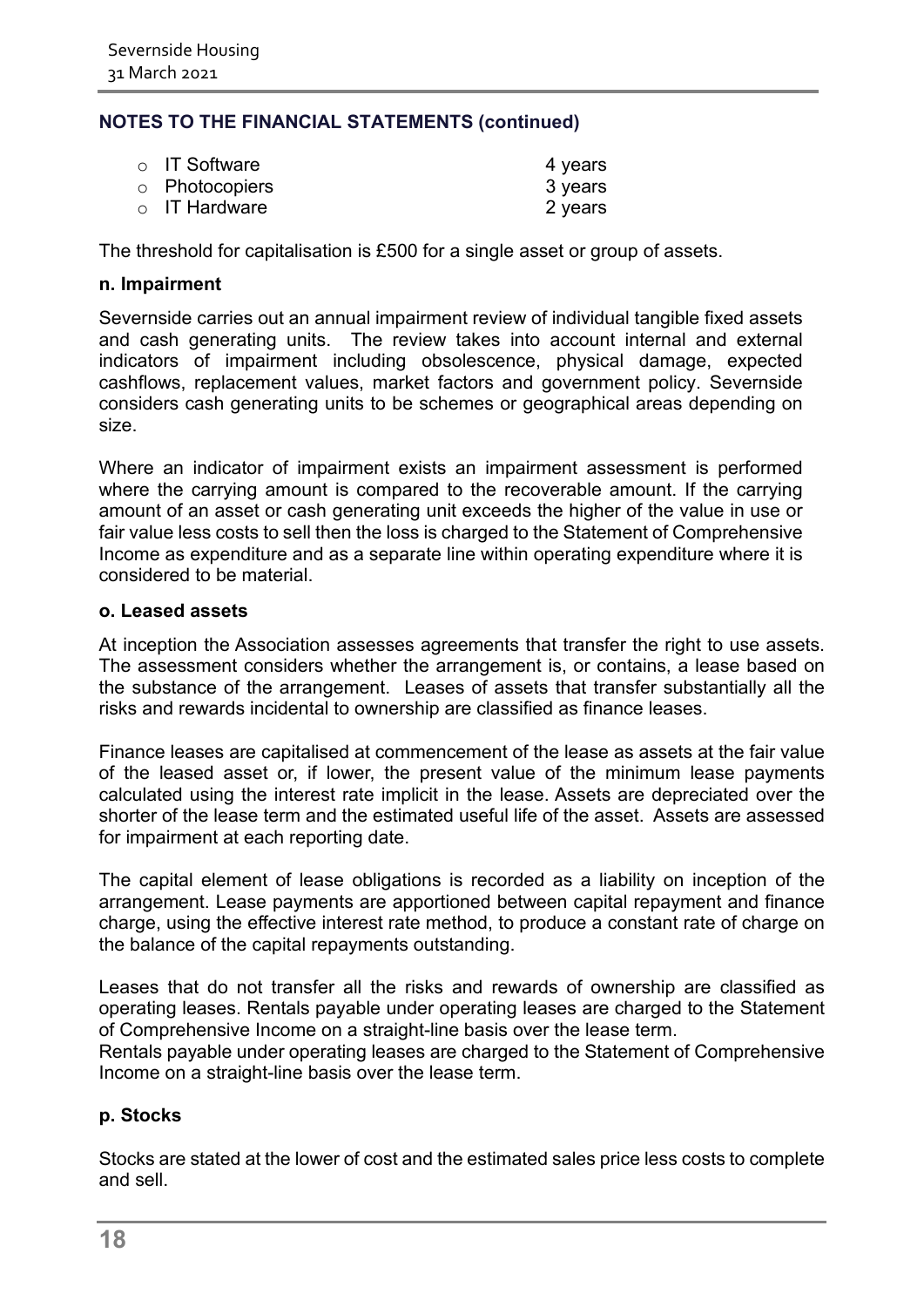## NOTES TO THE FINANCIAL STATEMENTS (continued)

- IT Software 4 years
- Photocopiers 3 years
- IT Hardware 2 years

The threshold for capitalisation is £500 for a single asset or group of assets.

**n. Impairment**

Severnside carries out an annual impairment review of individual tangible fixed assets and cash generating units. The review takes into account internal and external indicators of impairment including obsolescence, physical damage, expected cashflows, replacement values, market factors and government policy. Severnside considers cash generating units to be schemes or geographical areas depending on size.

Where an indicator of impairment exists an impairment assessment is performed where the carrying amount is compared to the recoverable amount. If the carrying amount of an asset or cash generating unit exceeds the higher of the value in use or fair value less costs to sell then the loss is charged to the Statement of Comprehensive Income as expenditure and as a separate line within operating expenditure where it is considered to be material.

**o. Leased assets**

At inception the Association assesses agreements that transfer the right to use assets. The assessment considers whether the arrangement is, or contains, a lease based on the substance of the arrangement. Leases of assets that transfer substantially all the risks and rewards incidental to ownership are classified as finance leases.

Finance leases are capitalised at commencement of the lease as assets at the fair value of the leased asset or, if lower, the present value of the minimum lease payments calculated using the interest rate implicit in the lease. Assets are depreciated over the shorter of the lease term and the estimated useful life of the asset. Assets are assessed for impairment at each reporting date.

The capital element of lease obligations is recorded as a liability on inception of the arrangement. Lease payments are apportioned between capital repayment and finance charge, using the effective interest rate method, to produce a constant rate of charge on the balance of the capital repayments outstanding.

Leases that do not transfer all the risks and rewards of ownership are classified as operating leases. Rentals payable under operating leases are charged to the Statement of Comprehensive Income on a straight-line basis over the lease term.
Rentals payable under operating leases are charged to the Statement of Comprehensive Income on a straight-line basis over the lease term.

**p. Stocks**

Stocks are stated at the lower of cost and the estimated sales price less costs to complete and sell.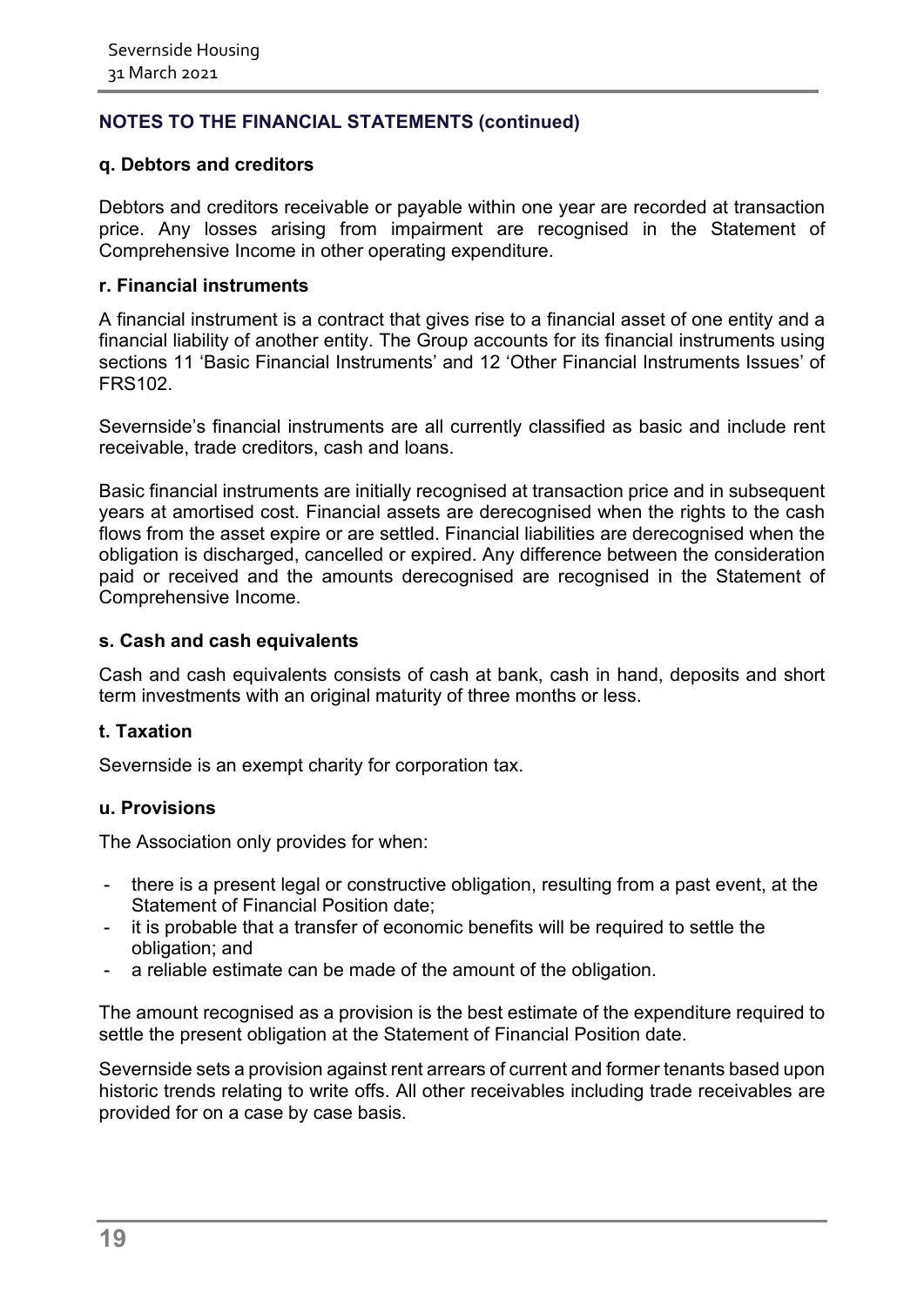## NOTES TO THE FINANCIAL STATEMENTS (continued)

### q. Debtors and creditors

Debtors and creditors receivable or payable within one year are recorded at transaction price. Any losses arising from impairment are recognised in the Statement of Comprehensive Income in other operating expenditure.

### r. Financial instruments

A financial instrument is a contract that gives rise to a financial asset of one entity and a financial liability of another entity. The Group accounts for its financial instruments using sections 11 'Basic Financial Instruments' and 12 'Other Financial Instruments Issues' of FRS102.

Severnside's financial instruments are all currently classified as basic and include rent receivable, trade creditors, cash and loans.

Basic financial instruments are initially recognised at transaction price and in subsequent years at amortised cost. Financial assets are derecognised when the rights to the cash flows from the asset expire or are settled. Financial liabilities are derecognised when the obligation is discharged, cancelled or expired. Any difference between the consideration paid or received and the amounts derecognised are recognised in the Statement of Comprehensive Income.

### s. Cash and cash equivalents

Cash and cash equivalents consists of cash at bank, cash in hand, deposits and short term investments with an original maturity of three months or less.

### t. Taxation

Severnside is an exempt charity for corporation tax.

### u. Provisions

The Association only provides for when:

- there is a present legal or constructive obligation, resulting from a past event, at the Statement of Financial Position date;
- it is probable that a transfer of economic benefits will be required to settle the obligation; and
- a reliable estimate can be made of the amount of the obligation.

The amount recognised as a provision is the best estimate of the expenditure required to settle the present obligation at the Statement of Financial Position date.

Severnside sets a provision against rent arrears of current and former tenants based upon historic trends relating to write offs. All other receivables including trade receivables are provided for on a case by case basis.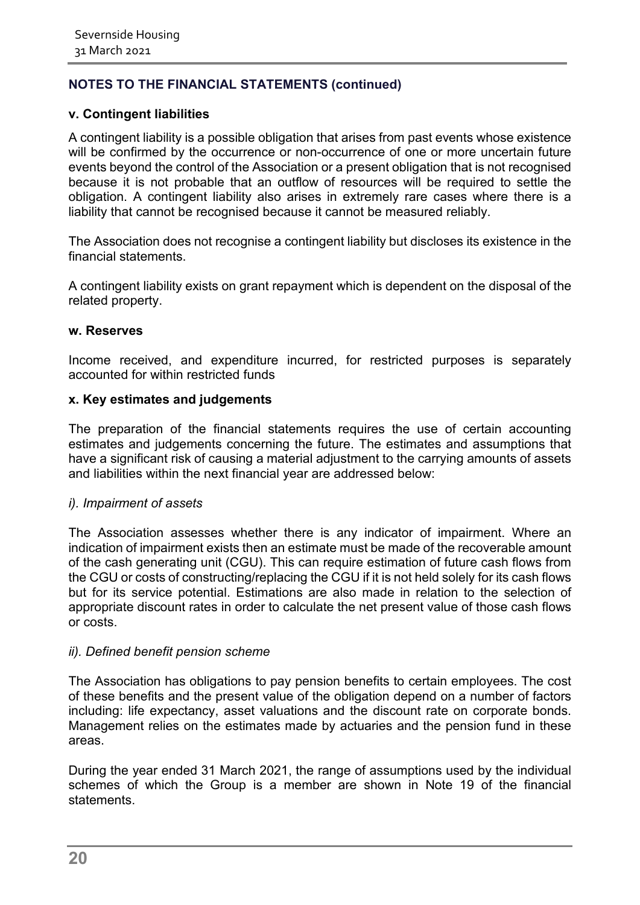## NOTES TO THE FINANCIAL STATEMENTS (continued)

### v. Contingent liabilities

A contingent liability is a possible obligation that arises from past events whose existence will be confirmed by the occurrence or non-occurrence of one or more uncertain future events beyond the control of the Association or a present obligation that is not recognised because it is not probable that an outflow of resources will be required to settle the obligation. A contingent liability also arises in extremely rare cases where there is a liability that cannot be recognised because it cannot be measured reliably.

The Association does not recognise a contingent liability but discloses its existence in the financial statements.

A contingent liability exists on grant repayment which is dependent on the disposal of the related property.

### w. Reserves

Income received, and expenditure incurred, for restricted purposes is separately accounted for within restricted funds

### x. Key estimates and judgements

The preparation of the financial statements requires the use of certain accounting estimates and judgements concerning the future. The estimates and assumptions that have a significant risk of causing a material adjustment to the carrying amounts of assets and liabilities within the next financial year are addressed below:

*i). Impairment of assets*

The Association assesses whether there is any indicator of impairment. Where an indication of impairment exists then an estimate must be made of the recoverable amount of the cash generating unit (CGU). This can require estimation of future cash flows from the CGU or costs of constructing/replacing the CGU if it is not held solely for its cash flows but for its service potential. Estimations are also made in relation to the selection of appropriate discount rates in order to calculate the net present value of those cash flows or costs.

*ii). Defined benefit pension scheme*

The Association has obligations to pay pension benefits to certain employees. The cost of these benefits and the present value of the obligation depend on a number of factors including: life expectancy, asset valuations and the discount rate on corporate bonds. Management relies on the estimates made by actuaries and the pension fund in these areas.

During the year ended 31 March 2021, the range of assumptions used by the individual schemes of which the Group is a member are shown in Note 19 of the financial statements.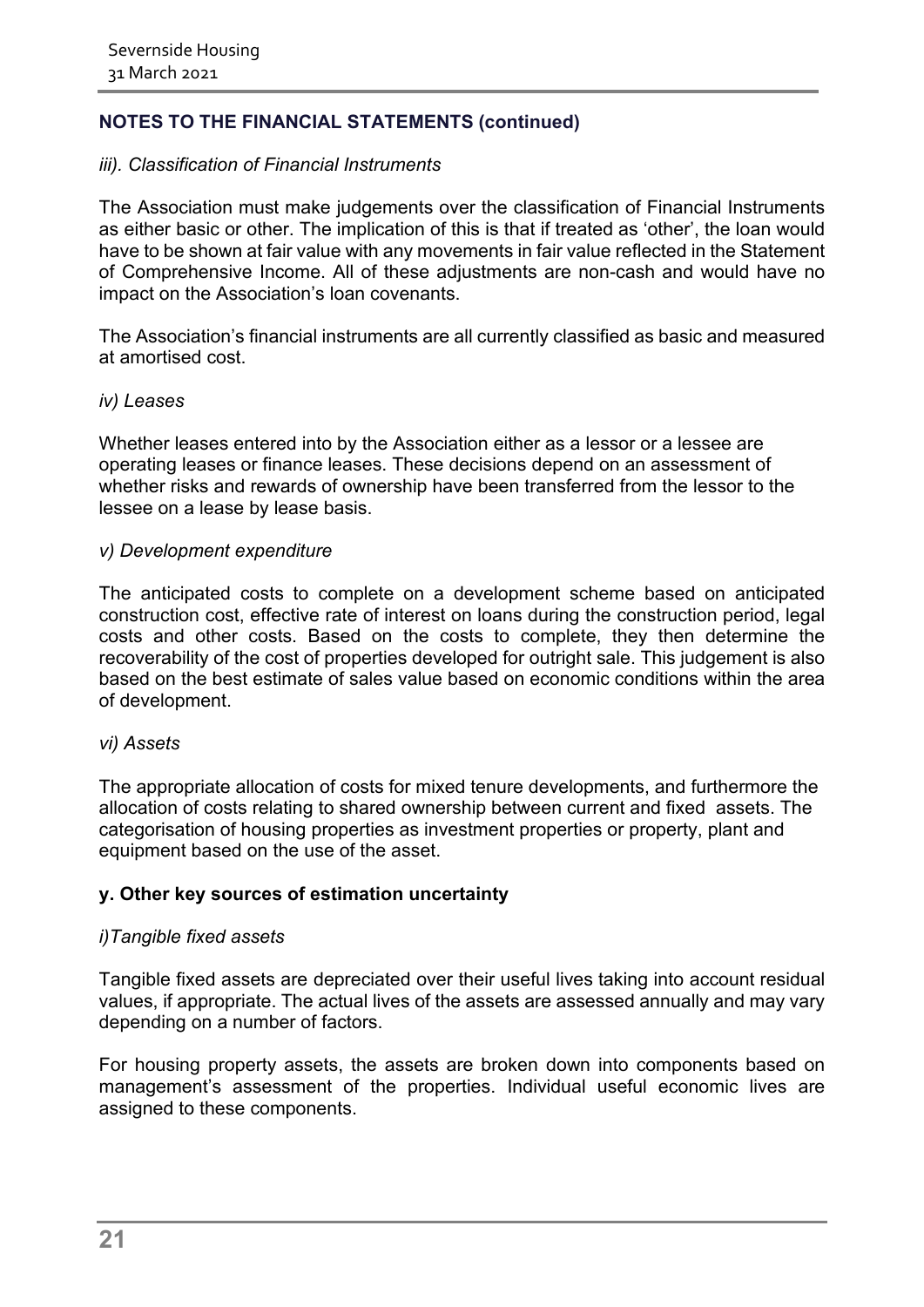## NOTES TO THE FINANCIAL STATEMENTS (continued)

*iii). Classification of Financial Instruments*

The Association must make judgements over the classification of Financial Instruments as either basic or other. The implication of this is that if treated as 'other', the loan would have to be shown at fair value with any movements in fair value reflected in the Statement of Comprehensive Income. All of these adjustments are non-cash and would have no impact on the Association's loan covenants.

The Association's financial instruments are all currently classified as basic and measured at amortised cost.

*iv) Leases*

Whether leases entered into by the Association either as a lessor or a lessee are operating leases or finance leases. These decisions depend on an assessment of whether risks and rewards of ownership have been transferred from the lessor to the lessee on a lease by lease basis.

*v) Development expenditure*

The anticipated costs to complete on a development scheme based on anticipated construction cost, effective rate of interest on loans during the construction period, legal costs and other costs. Based on the costs to complete, they then determine the recoverability of the cost of properties developed for outright sale. This judgement is also based on the best estimate of sales value based on economic conditions within the area of development.

*vi) Assets*

The appropriate allocation of costs for mixed tenure developments, and furthermore the allocation of costs relating to shared ownership between current and fixed assets. The categorisation of housing properties as investment properties or property, plant and equipment based on the use of the asset.

### y. Other key sources of estimation uncertainty

*i)Tangible fixed assets*

Tangible fixed assets are depreciated over their useful lives taking into account residual values, if appropriate. The actual lives of the assets are assessed annually and may vary depending on a number of factors.

For housing property assets, the assets are broken down into components based on management's assessment of the properties. Individual useful economic lives are assigned to these components.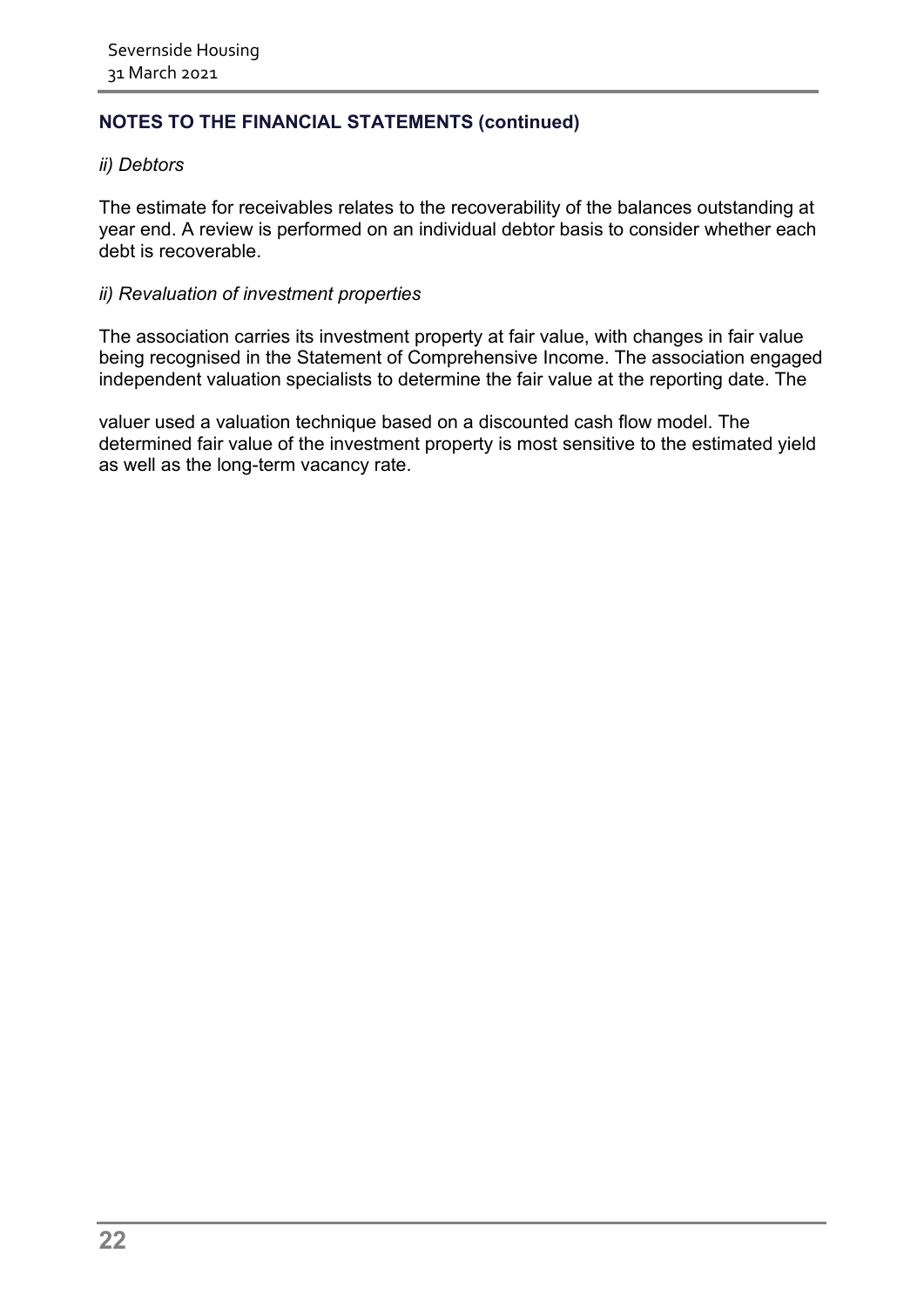## NOTES TO THE FINANCIAL STATEMENTS (continued)

*ii) Debtors*

The estimate for receivables relates to the recoverability of the balances outstanding at year end. A review is performed on an individual debtor basis to consider whether each debt is recoverable.

*ii) Revaluation of investment properties*

The association carries its investment property at fair value, with changes in fair value being recognised in the Statement of Comprehensive Income. The association engaged independent valuation specialists to determine the fair value at the reporting date. The valuer used a valuation technique based on a discounted cash flow model. The determined fair value of the investment property is most sensitive to the estimated yield as well as the long-term vacancy rate.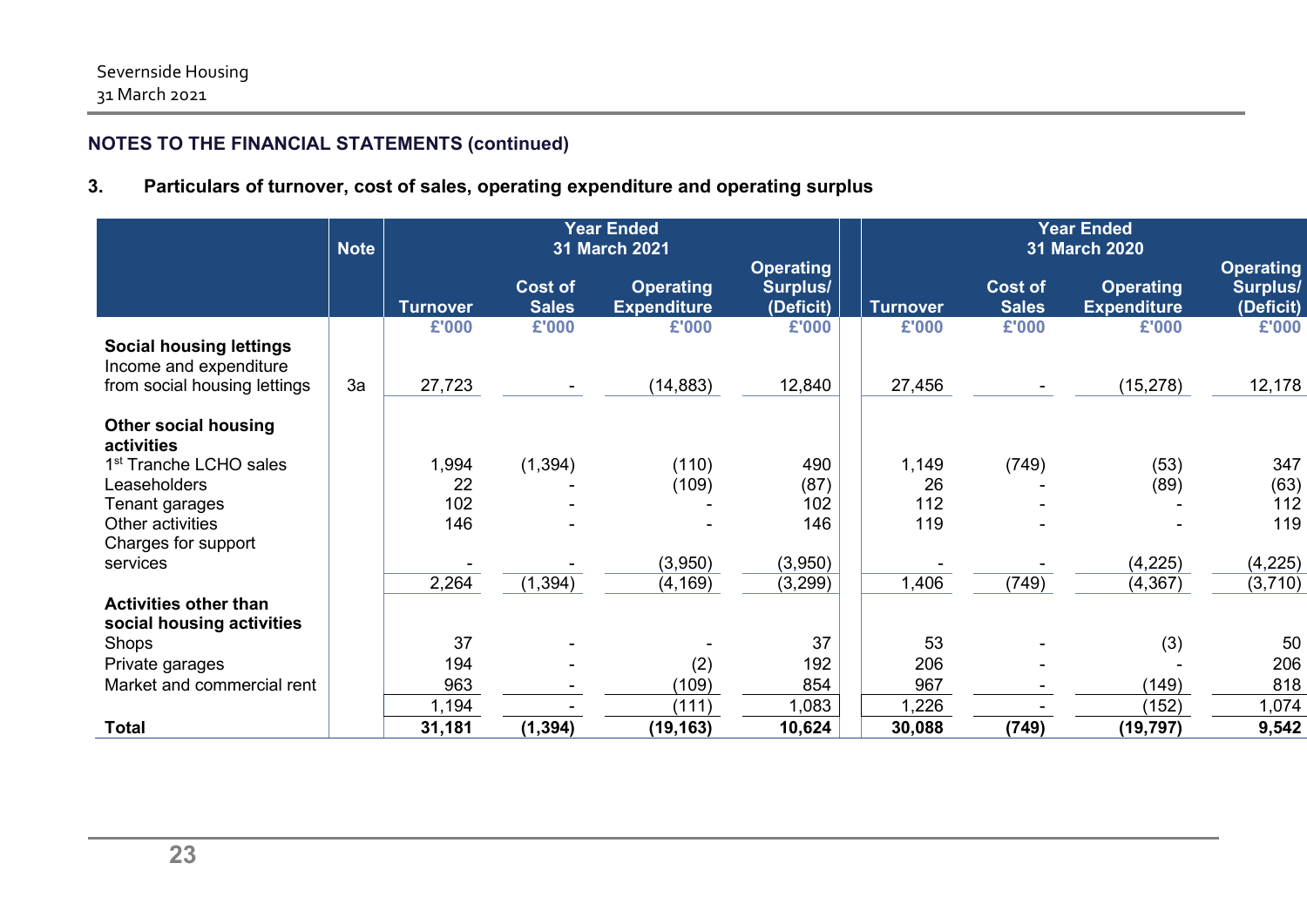## NOTES TO THE FINANCIAL STATEMENTS (continued)

### 3. Particulars of turnover, cost of sales, operating expenditure and operating surplus

| | Note | Year Ended 31 March 2021 | | | | Year Ended 31 March 2020 | | | |
|---|---|---|---|---|---|---|---|---|---|
| | | Turnover | Cost of Sales | Operating Expenditure | Operating Surplus/ (Deficit) | Turnover | Cost of Sales | Operating Expenditure | Operating Surplus/ (Deficit) |
| | | £'000 | £'000 | £'000 | £'000 | £'000 | £'000 | £'000 | £'000 |
| **Social housing lettings** | | | | | | | | | |
| Income and expenditure from social housing lettings | 3a | 27,723 | - | (14,883) | 12,840 | 27,456 | - | (15,278) | 12,178 |
| **Other social housing activities** | | | | | | | | | |
| 1st Tranche LCHO sales | | 1,994 | (1,394) | (110) | 490 | 1,149 | (749) | (53) | 347 |
| Leaseholders | | 22 | - | (109) | (87) | 26 | - | (89) | (63) |
| Tenant garages | | 102 | - | - | 102 | 112 | - | - | 112 |
| Other activities | | 146 | - | - | 146 | 119 | - | - | 119 |
| Charges for support services | | - | - | (3,950) | (3,950) | - | - | (4,225) | (4,225) |
| | | 2,264 | (1,394) | (4,169) | (3,299) | 1,406 | (749) | (4,367) | (3,710) |
| **Activities other than social housing activities** | | | | | | | | | |
| Shops | | 37 | - | - | 37 | 53 | - | (3) | 50 |
| Private garages | | 194 | - | (2) | 192 | 206 | - | - | 206 |
| Market and commercial rent | | 963 | - | (109) | 854 | 967 | - | (149) | 818 |
| | | 1,194 | - | (111) | 1,083 | 1,226 | - | (152) | 1,074 |
| **Total** | | **31,181** | **(1,394)** | **(19,163)** | **10,624** | **30,088** | **(749)** | **(19,797)** | **9,542** |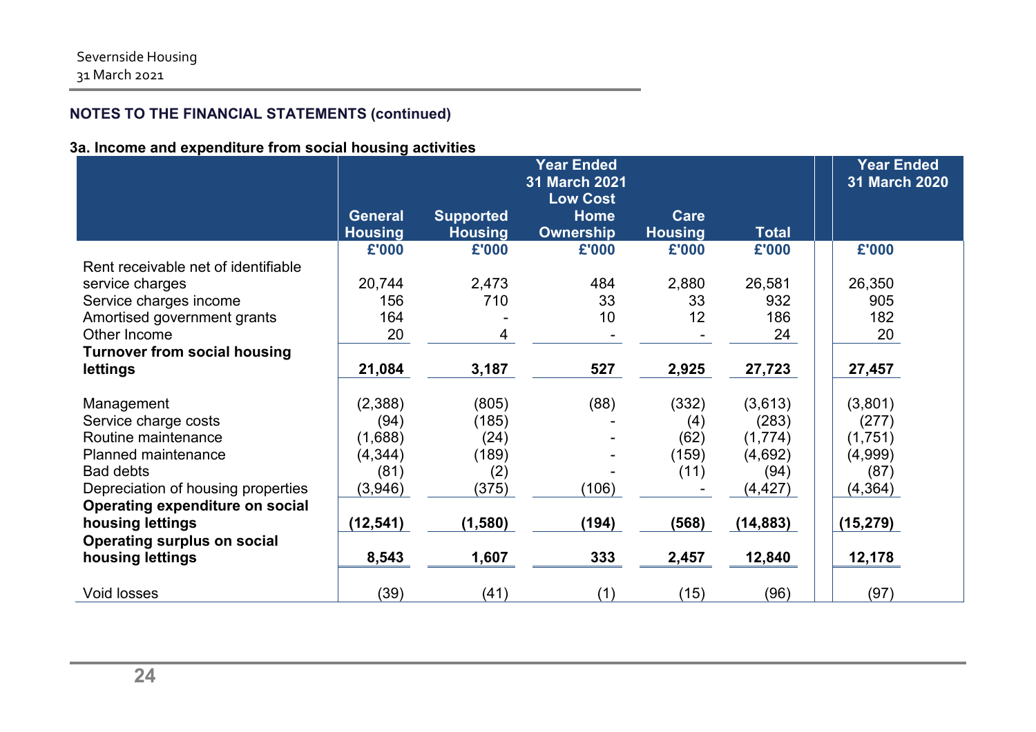## NOTES TO THE FINANCIAL STATEMENTS (continued)

### 3a. Income and expenditure from social housing activities

| | Year Ended 31 March 2021 | | | | | Year Ended 31 March 2020 |
|---|---|---|---|---|---|---|
| | General Housing | Supported Housing | Low Cost Home Ownership | Care Housing | Total | |
| | £'000 | £'000 | £'000 | £'000 | £'000 | £'000 |
| Rent receivable net of identifiable service charges | 20,744 | 2,473 | 484 | 2,880 | 26,581 | 26,350 |
| Service charges income | 156 | 710 | 33 | 33 | 932 | 905 |
| Amortised government grants | 164 | - | 10 | 12 | 186 | 182 |
| Other Income | 20 | 4 | - | - | 24 | 20 |
| **Turnover from social housing lettings** | **21,084** | **3,187** | **527** | **2,925** | **27,723** | **27,457** |
| Management | (2,388) | (805) | (88) | (332) | (3,613) | (3,801) |
| Service charge costs | (94) | (185) | - | (4) | (283) | (277) |
| Routine maintenance | (1,688) | (24) | - | (62) | (1,774) | (1,751) |
| Planned maintenance | (4,344) | (189) | - | (159) | (4,692) | (4,999) |
| Bad debts | (81) | (2) | - | (11) | (94) | (87) |
| Depreciation of housing properties | (3,946) | (375) | (106) | - | (4,427) | (4,364) |
| **Operating expenditure on social housing lettings** | **(12,541)** | **(1,580)** | **(194)** | **(568)** | **(14,883)** | **(15,279)** |
| **Operating surplus on social housing lettings** | **8,543** | **1,607** | **333** | **2,457** | **12,840** | **12,178** |
| Void losses | (39) | (41) | (1) | (15) | (96) | (97) |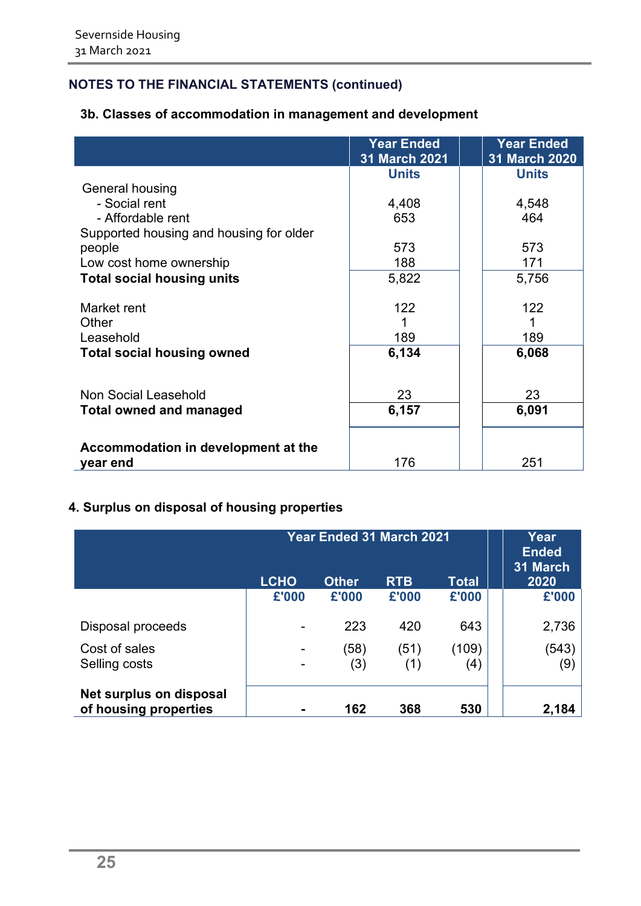## NOTES TO THE FINANCIAL STATEMENTS (continued)

### 3b. Classes of accommodation in management and development

| | Year Ended 31 March 2021 | Year Ended 31 March 2020 |
|---|---|---|
| | Units | Units |
| General housing | | |
| - Social rent | 4,408 | 4,548 |
| - Affordable rent | 653 | 464 |
| Supported housing and housing for older people | 573 | 573 |
| Low cost home ownership | 188 | 171 |
| **Total social housing units** | 5,822 | 5,756 |
| Market rent | 122 | 122 |
| Other | 1 | 1 |
| Leasehold | 189 | 189 |
| **Total social housing owned** | **6,134** | **6,068** |
| Non Social Leasehold | 23 | 23 |
| **Total owned and managed** | **6,157** | **6,091** |
| **Accommodation in development at the year end** | 176 | 251 |

### 4. Surplus on disposal of housing properties

| | Year Ended 31 March 2021 | | | | Year Ended 31 March 2020 |
|---|---|---|---|---|---|
| | LCHO | Other | RTB | Total | |
| | £'000 | £'000 | £'000 | £'000 | £'000 |
| Disposal proceeds | - | 223 | 420 | 643 | 2,736 |
| Cost of sales | - | (58) | (51) | (109) | (543) |
| Selling costs | - | (3) | (1) | (4) | (9) |
| **Net surplus on disposal of housing properties** | **-** | **162** | **368** | **530** | **2,184** |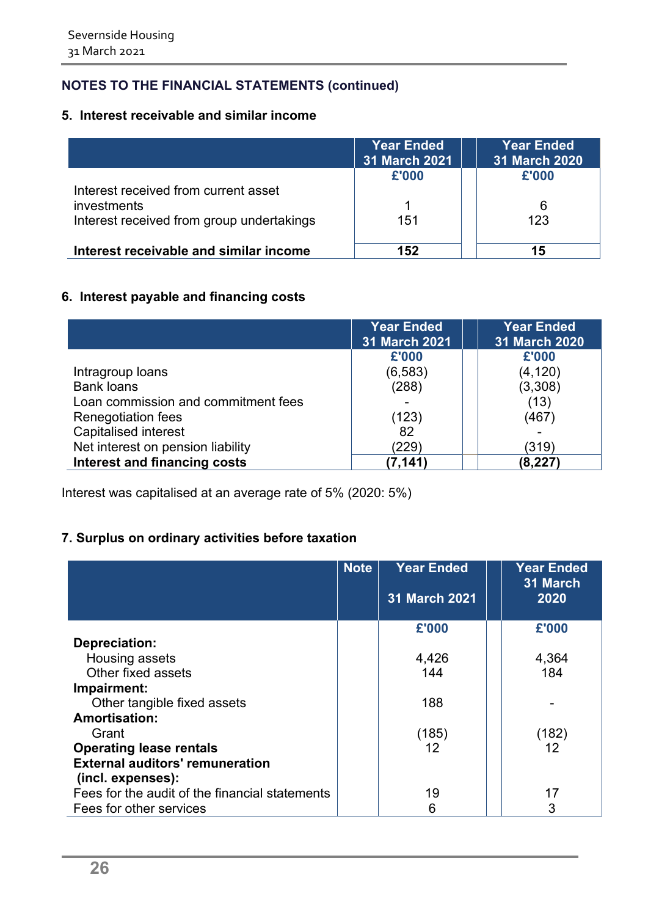## NOTES TO THE FINANCIAL STATEMENTS (continued)

### 5. Interest receivable and similar income

| | Year Ended 31 March 2021 | Year Ended 31 March 2020 |
|---|---|---|
| | £'000 | £'000 |
| Interest received from current asset investments | 1 | 6 |
| Interest received from group undertakings | 151 | 123 |
| **Interest receivable and similar income** | **152** | **15** |

### 6. Interest payable and financing costs

| | Year Ended 31 March 2021 | Year Ended 31 March 2020 |
|---|---|---|
| | £'000 | £'000 |
| Intragroup loans | (6,583) | (4,120) |
| Bank loans | (288) | (3,308) |
| Loan commission and commitment fees | - | (13) |
| Renegotiation fees | (123) | (467) |
| Capitalised interest | 82 | - |
| Net interest on pension liability | (229) | (319) |
| **Interest and financing costs** | **(7,141)** | **(8,227)** |

Interest was capitalised at an average rate of 5% (2020: 5%)

### 7. Surplus on ordinary activities before taxation

| | Note | Year Ended 31 March 2021 | Year Ended 31 March 2020 |
|---|---|---|---|
| | | £'000 | £'000 |
| **Depreciation:** | | | |
| Housing assets | | 4,426 | 4,364 |
| Other fixed assets | | 144 | 184 |
| **Impairment:** | | | |
| Other tangible fixed assets | | 188 | - |
| **Amortisation:** | | | |
| Grant | | (185) | (182) |
| **Operating lease rentals** | | 12 | 12 |
| **External auditors' remuneration (incl. expenses):** | | | |
| Fees for the audit of the financial statements | | 19 | 17 |
| Fees for other services | | 6 | 3 |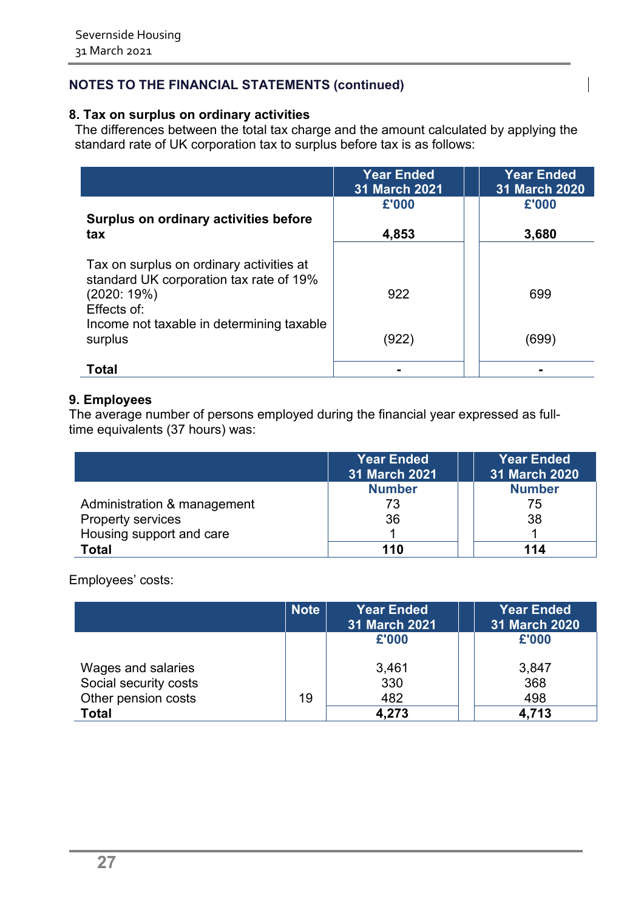## NOTES TO THE FINANCIAL STATEMENTS (continued)

### 8. Tax on surplus on ordinary activities

The differences between the total tax charge and the amount calculated by applying the standard rate of UK corporation tax to surplus before tax is as follows:

| | Year Ended 31 March 2021 | Year Ended 31 March 2020 |
|---|---|---|
| | £'000 | £'000 |
| **Surplus on ordinary activities before tax** | **4,853** | **3,680** |
| Tax on surplus on ordinary activities at standard UK corporation tax rate of 19% (2020: 19%) | 922 | 699 |
| Effects of: | | |
| Income not taxable in determining taxable surplus | (922) | (699) |
| **Total** | **-** | **-** |

### 9. Employees

The average number of persons employed during the financial year expressed as full-time equivalents (37 hours) was:

| | Year Ended 31 March 2021 | Year Ended 31 March 2020 |
|---|---|---|
| | Number | Number |
| Administration & management | 73 | 75 |
| Property services | 36 | 38 |
| Housing support and care | 1 | 1 |
| **Total** | **110** | **114** |

Employees' costs:

| | Note | Year Ended 31 March 2021 | Year Ended 31 March 2020 |
|---|---|---|---|
| | | £'000 | £'000 |
| Wages and salaries | | 3,461 | 3,847 |
| Social security costs | | 330 | 368 |
| Other pension costs | 19 | 482 | 498 |
| **Total** | | **4,273** | **4,713** |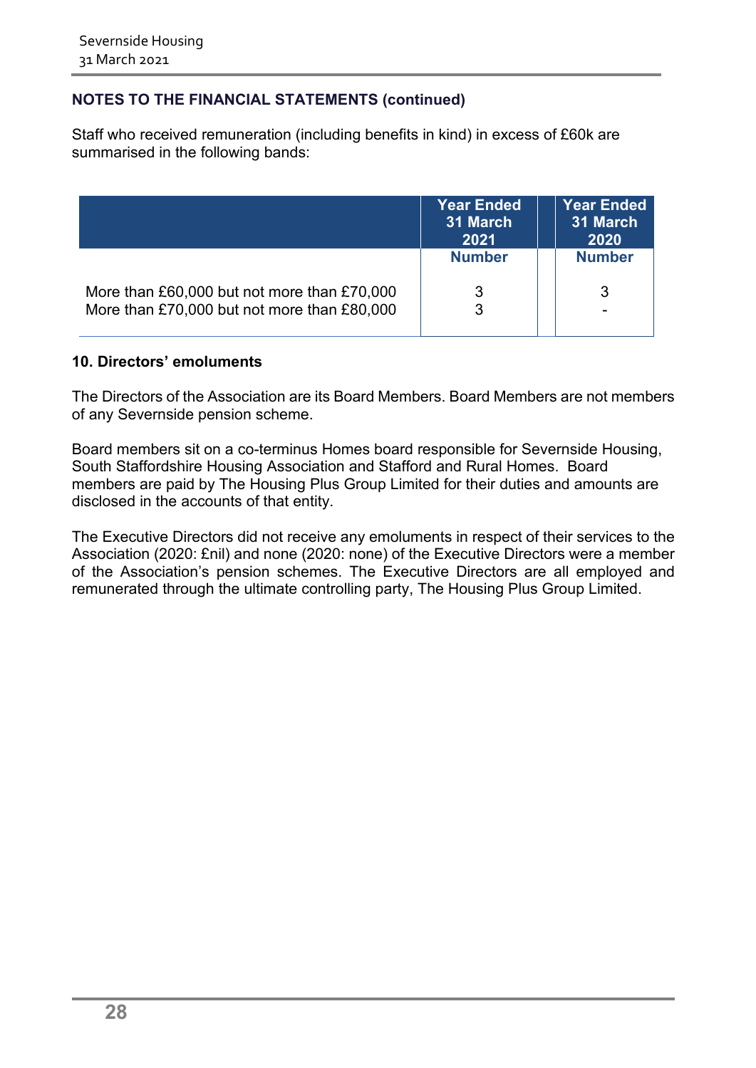## NOTES TO THE FINANCIAL STATEMENTS (continued)

Staff who received remuneration (including benefits in kind) in excess of £60k are summarised in the following bands:

| | Year Ended 31 March 2021 | Year Ended 31 March 2020 |
|---|---|---|
| | Number | Number |
| More than £60,000 but not more than £70,000 | 3 | 3 |
| More than £70,000 but not more than £80,000 | 3 | - |

### 10. Directors' emoluments

The Directors of the Association are its Board Members. Board Members are not members of any Severnside pension scheme.

Board members sit on a co-terminus Homes board responsible for Severnside Housing, South Staffordshire Housing Association and Stafford and Rural Homes. Board members are paid by The Housing Plus Group Limited for their duties and amounts are disclosed in the accounts of that entity.

The Executive Directors did not receive any emoluments in respect of their services to the Association (2020: £nil) and none (2020: none) of the Executive Directors were a member of the Association's pension schemes. The Executive Directors are all employed and remunerated through the ultimate controlling party, The Housing Plus Group Limited.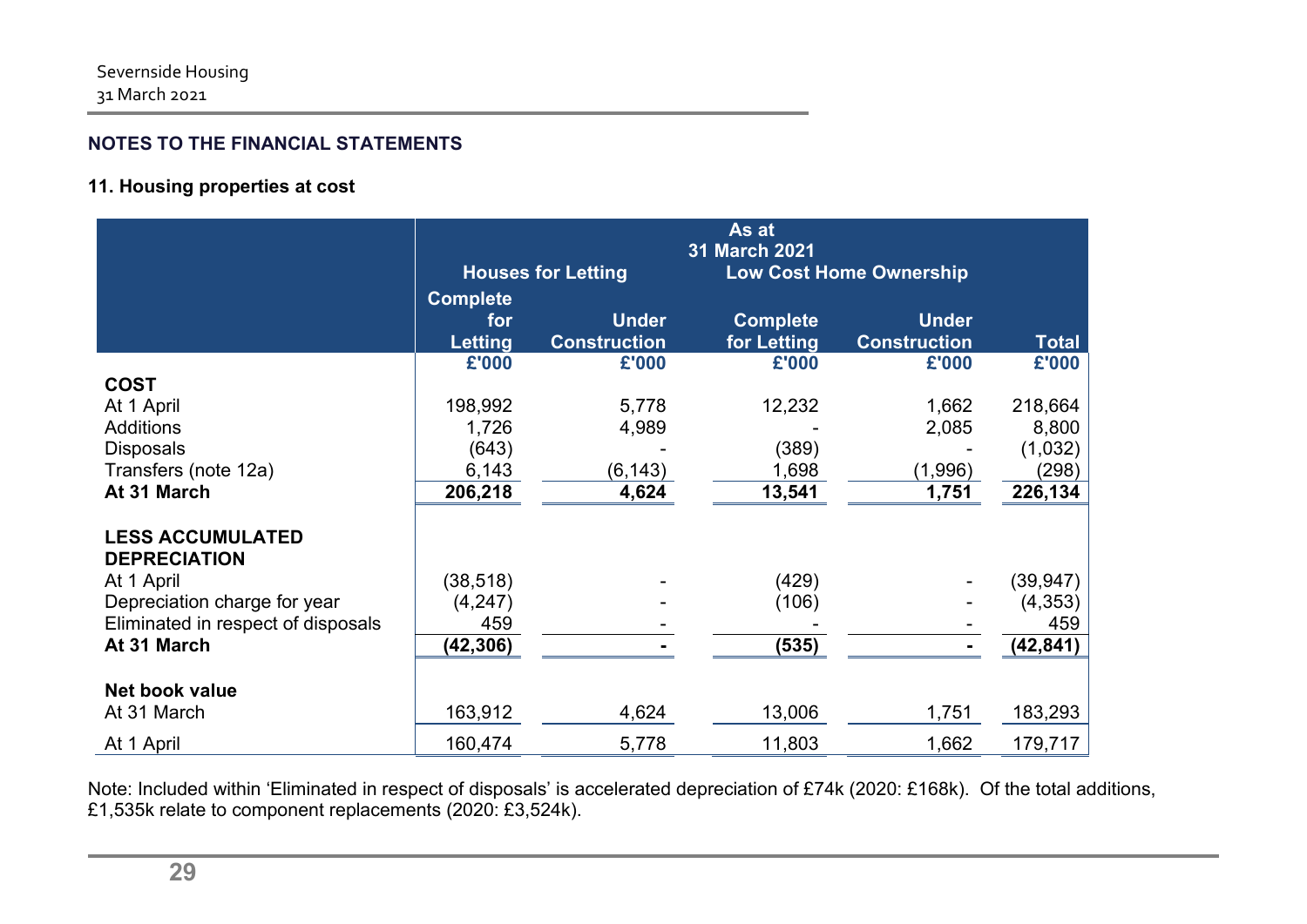Severnside Housing
31 March 2021

## NOTES TO THE FINANCIAL STATEMENTS

### 11. Housing properties at cost

| | As at 31 March 2021 | | | | |
|---|---|---|---|---|---|
| | Houses for Letting | | Low Cost Home Ownership | | |
| | Complete for Letting | Under Construction | Complete for Letting | Under Construction | Total |
| | £'000 | £'000 | £'000 | £'000 | £'000 |
| **COST** | | | | | |
| At 1 April | 198,992 | 5,778 | 12,232 | 1,662 | 218,664 |
| Additions | 1,726 | 4,989 | - | 2,085 | 8,800 |
| Disposals | (643) | - | (389) | - | (1,032) |
| Transfers (note 12a) | 6,143 | (6,143) | 1,698 | (1,996) | (298) |
| **At 31 March** | **206,218** | **4,624** | **13,541** | **1,751** | **226,134** |
| **LESS ACCUMULATED DEPRECIATION** | | | | | |
| At 1 April | (38,518) | - | (429) | - | (39,947) |
| Depreciation charge for year | (4,247) | - | (106) | - | (4,353) |
| Eliminated in respect of disposals | 459 | - | - | - | 459 |
| **At 31 March** | **(42,306)** | **-** | **(535)** | **-** | **(42,841)** |
| **Net book value** | | | | | |
| At 31 March | 163,912 | 4,624 | 13,006 | 1,751 | 183,293 |
| At 1 April | 160,474 | 5,778 | 11,803 | 1,662 | 179,717 |

Note: Included within 'Eliminated in respect of disposals' is accelerated depreciation of £74k (2020: £168k). Of the total additions, £1,535k relate to component replacements (2020: £3,524k).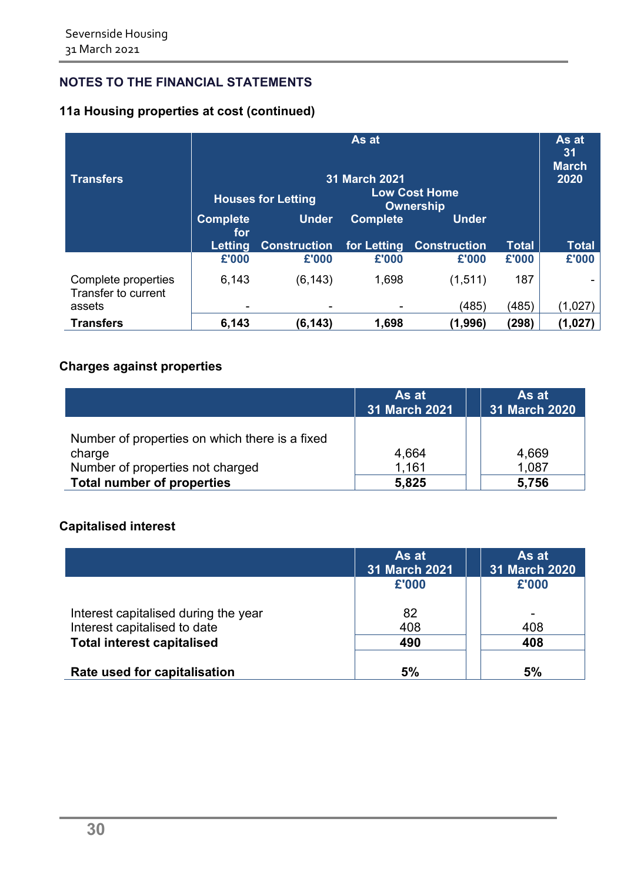## NOTES TO THE FINANCIAL STATEMENTS

### 11a Housing properties at cost (continued)

| Transfers | As at 31 March 2021 | | | | | As at 31 March 2020 |
|---|---|---|---|---|---|---|
| | Houses for Letting | | Low Cost Home Ownership | | | |
| | Complete for Letting | Under Construction | Complete for Letting | Under Construction | Total | Total |
| | £'000 | £'000 | £'000 | £'000 | £'000 | £'000 |
| Complete properties | 6,143 | (6,143) | 1,698 | (1,511) | 187 | - |
| Transfer to current assets | - | - | - | (485) | (485) | (1,027) |
| **Transfers** | **6,143** | **(6,143)** | **1,698** | **(1,996)** | **(298)** | **(1,027)** |

### Charges against properties

| | As at 31 March 2021 | As at 31 March 2020 |
|---|---|---|
| Number of properties on which there is a fixed charge | 4,664 | 4,669 |
| Number of properties not charged | 1,161 | 1,087 |
| **Total number of properties** | **5,825** | **5,756** |

### Capitalised interest

| | As at 31 March 2021 | As at 31 March 2020 |
|---|---|---|
| | £'000 | £'000 |
| Interest capitalised during the year | 82 | - |
| Interest capitalised to date | 408 | 408 |
| **Total interest capitalised** | **490** | **408** |
| **Rate used for capitalisation** | **5%** | **5%** |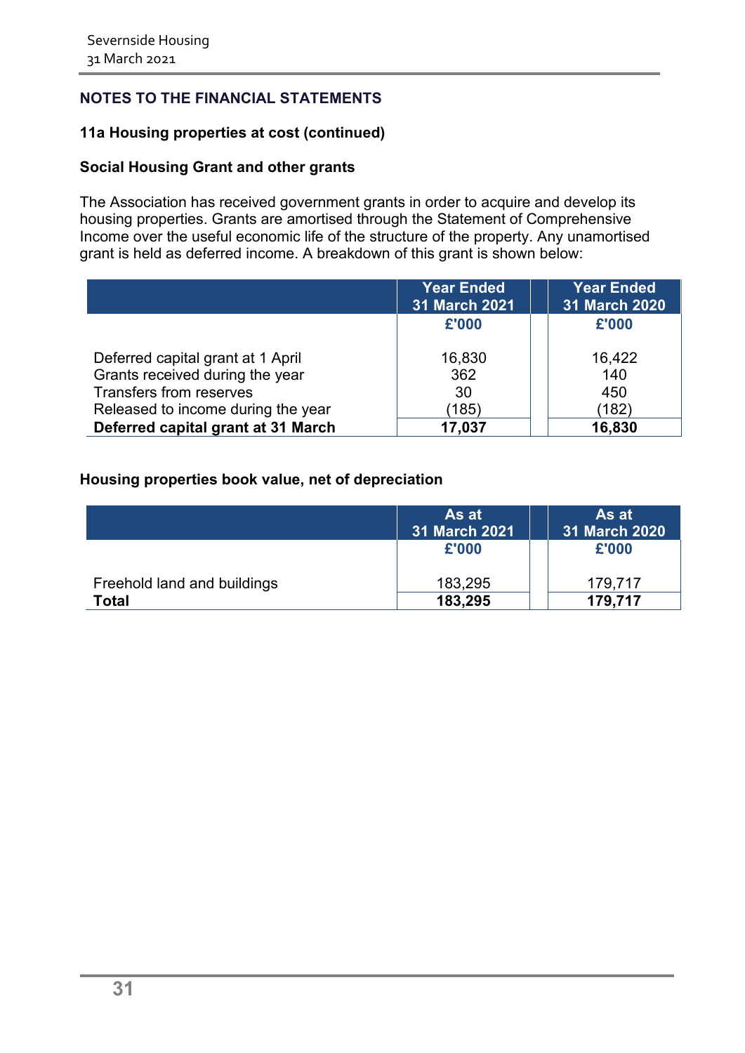## NOTES TO THE FINANCIAL STATEMENTS

### 11a Housing properties at cost (continued)

### Social Housing Grant and other grants

The Association has received government grants in order to acquire and develop its housing properties. Grants are amortised through the Statement of Comprehensive Income over the useful economic life of the structure of the property. Any unamortised grant is held as deferred income. A breakdown of this grant is shown below:

| | Year Ended 31 March 2021 | Year Ended 31 March 2020 |
|---|---|---|
| | £'000 | £'000 |
| Deferred capital grant at 1 April | 16,830 | 16,422 |
| Grants received during the year | 362 | 140 |
| Transfers from reserves | 30 | 450 |
| Released to income during the year | (185) | (182) |
| **Deferred capital grant at 31 March** | **17,037** | **16,830** |

### Housing properties book value, net of depreciation

| | As at 31 March 2021 | As at 31 March 2020 |
|---|---|---|
| | £'000 | £'000 |
| Freehold land and buildings | 183,295 | 179,717 |
| **Total** | **183,295** | **179,717** |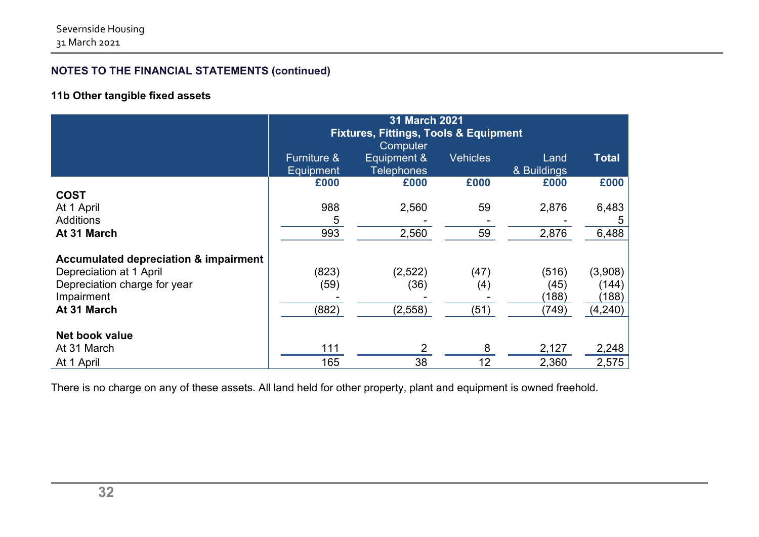## NOTES TO THE FINANCIAL STATEMENTS (continued)

### 11b Other tangible fixed assets

| | 31 March 2021 Fixtures, Fittings, Tools & Equipment | | | | |
|---|---|---|---|---|---|
| | Furniture & Equipment | Computer Equipment & Telephones | Vehicles | Land & Buildings | **Total** |
| | **£000** | **£000** | **£000** | **£000** | **£000** |
| **COST** | | | | | |
| At 1 April | 988 | 2,560 | 59 | 2,876 | 6,483 |
| Additions | 5 | - | - | - | 5 |
| **At 31 March** | 993 | 2,560 | 59 | 2,876 | 6,488 |
| **Accumulated depreciation & impairment** | | | | | |
| Depreciation at 1 April | (823) | (2,522) | (47) | (516) | (3,908) |
| Depreciation charge for year | (59) | (36) | (4) | (45) | (144) |
| Impairment | - | - | - | (188) | (188) |
| **At 31 March** | (882) | (2,558) | (51) | (749) | (4,240) |
| **Net book value** | | | | | |
| At 31 March | 111 | 2 | 8 | 2,127 | 2,248 |
| At 1 April | 165 | 38 | 12 | 2,360 | 2,575 |

There is no charge on any of these assets. All land held for other property, plant and equipment is owned freehold.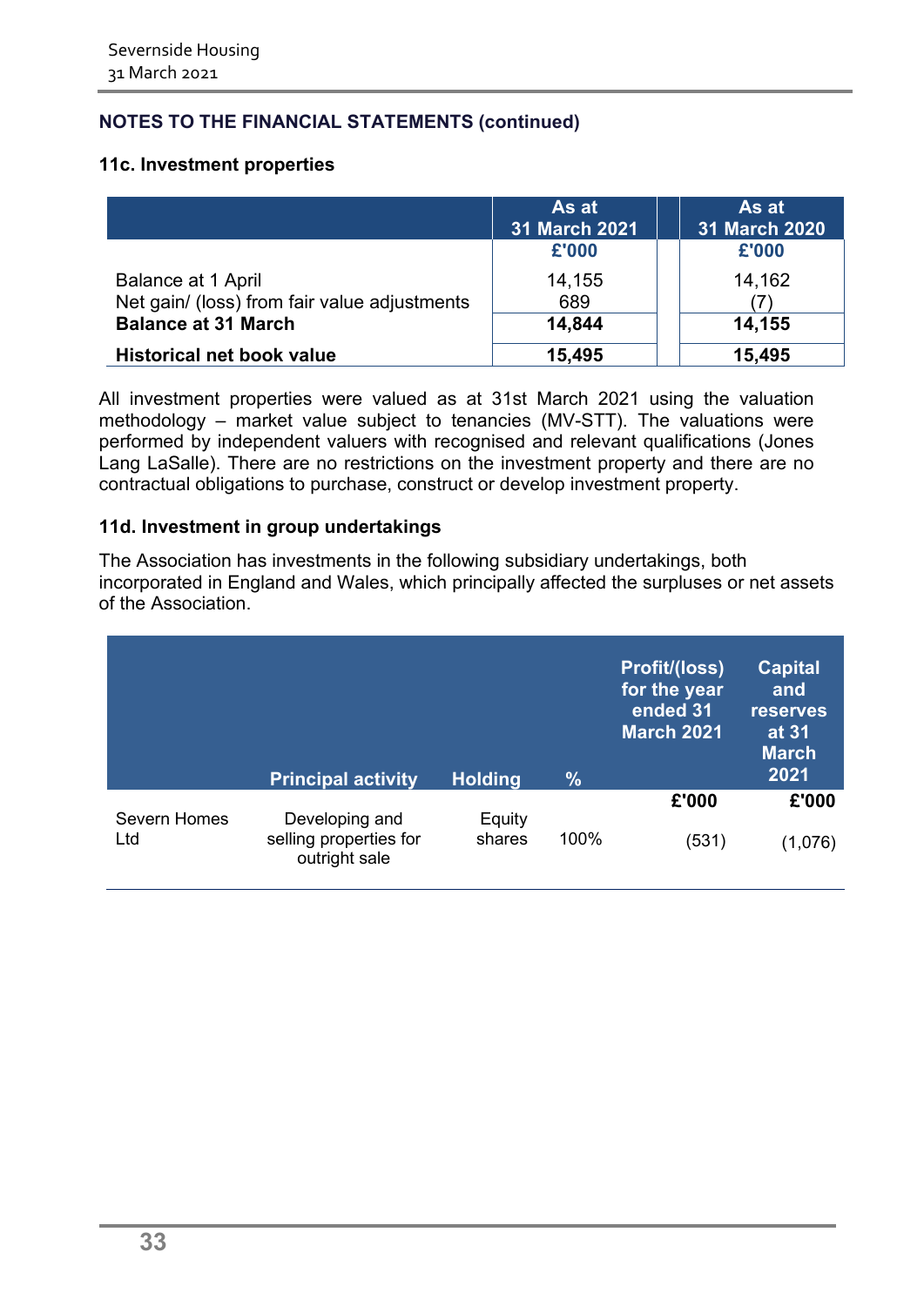## NOTES TO THE FINANCIAL STATEMENTS (continued)

### 11c. Investment properties

| | As at 31 March 2021 | As at 31 March 2020 |
|---|---|---|
| | £'000 | £'000 |
| Balance at 1 April | 14,155 | 14,162 |
| Net gain/ (loss) from fair value adjustments | 689 | (7) |
| **Balance at 31 March** | **14,844** | **14,155** |
| **Historical net book value** | **15,495** | **15,495** |

All investment properties were valued as at 31st March 2021 using the valuation methodology – market value subject to tenancies (MV-STT). The valuations were performed by independent valuers with recognised and relevant qualifications (Jones Lang LaSalle). There are no restrictions on the investment property and there are no contractual obligations to purchase, construct or develop investment property.

### 11d. Investment in group undertakings

The Association has investments in the following subsidiary undertakings, both incorporated in England and Wales, which principally affected the surpluses or net assets of the Association.

| | Principal activity | Holding | % | Profit/(loss) for the year ended 31 March 2021 | Capital and reserves at 31 March 2021 |
|---|---|---|---|---|---|
| | | | | £'000 | £'000 |
| Severn Homes Ltd | Developing and selling properties for outright sale | Equity shares | 100% | (531) | (1,076) |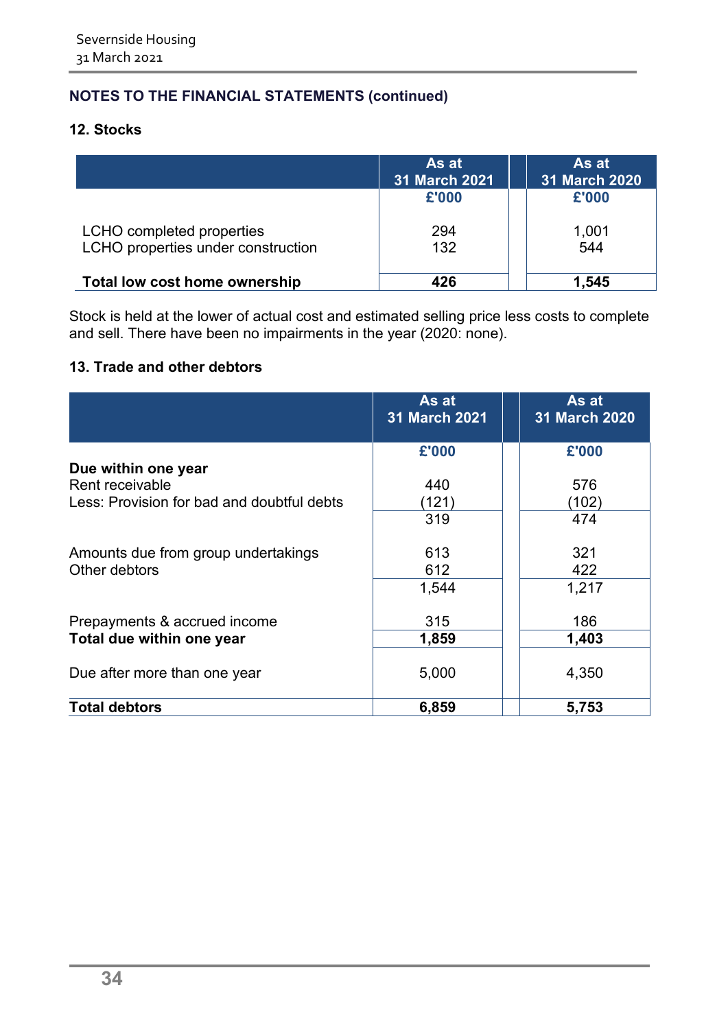## NOTES TO THE FINANCIAL STATEMENTS (continued)

### 12. Stocks

| | As at 31 March 2021 | As at 31 March 2020 |
|---|---|---|
| | £'000 | £'000 |
| LCHO completed properties | 294 | 1,001 |
| LCHO properties under construction | 132 | 544 |
| **Total low cost home ownership** | **426** | **1,545** |

Stock is held at the lower of actual cost and estimated selling price less costs to complete and sell. There have been no impairments in the year (2020: none).

### 13. Trade and other debtors

| | As at 31 March 2021 | As at 31 March 2020 |
|---|---|---|
| | £'000 | £'000 |
| **Due within one year** | | |
| Rent receivable | 440 | 576 |
| Less: Provision for bad and doubtful debts | (121) | (102) |
| | 319 | 474 |
| Amounts due from group undertakings | 613 | 321 |
| Other debtors | 612 | 422 |
| | 1,544 | 1,217 |
| Prepayments & accrued income | 315 | 186 |
| **Total due within one year** | **1,859** | **1,403** |
| Due after more than one year | 5,000 | 4,350 |
| **Total debtors** | **6,859** | **5,753** |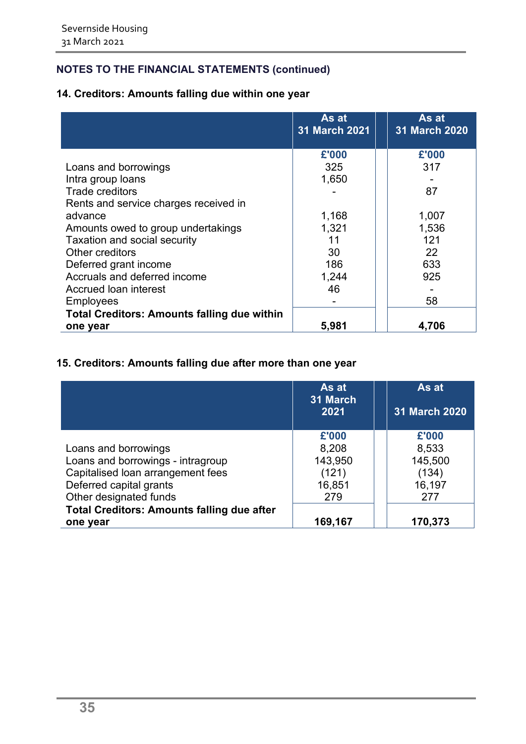## NOTES TO THE FINANCIAL STATEMENTS (continued)

### 14. Creditors: Amounts falling due within one year

| | As at 31 March 2021 | As at 31 March 2020 |
|---|---|---|
| | £'000 | £'000 |
| Loans and borrowings | 325 | 317 |
| Intra group loans | 1,650 | - |
| Trade creditors | - | 87 |
| Rents and service charges received in advance | 1,168 | 1,007 |
| Amounts owed to group undertakings | 1,321 | 1,536 |
| Taxation and social security | 11 | 121 |
| Other creditors | 30 | 22 |
| Deferred grant income | 186 | 633 |
| Accruals and deferred income | 1,244 | 925 |
| Accrued loan interest | 46 | - |
| Employees | - | 58 |
| **Total Creditors: Amounts falling due within one year** | **5,981** | **4,706** |

### 15. Creditors: Amounts falling due after more than one year

| | As at 31 March 2021 | As at 31 March 2020 |
|---|---|---|
| | £'000 | £'000 |
| Loans and borrowings | 8,208 | 8,533 |
| Loans and borrowings - intragroup | 143,950 | 145,500 |
| Capitalised loan arrangement fees | (121) | (134) |
| Deferred capital grants | 16,851 | 16,197 |
| Other designated funds | 279 | 277 |
| **Total Creditors: Amounts falling due after one year** | **169,167** | **170,373** |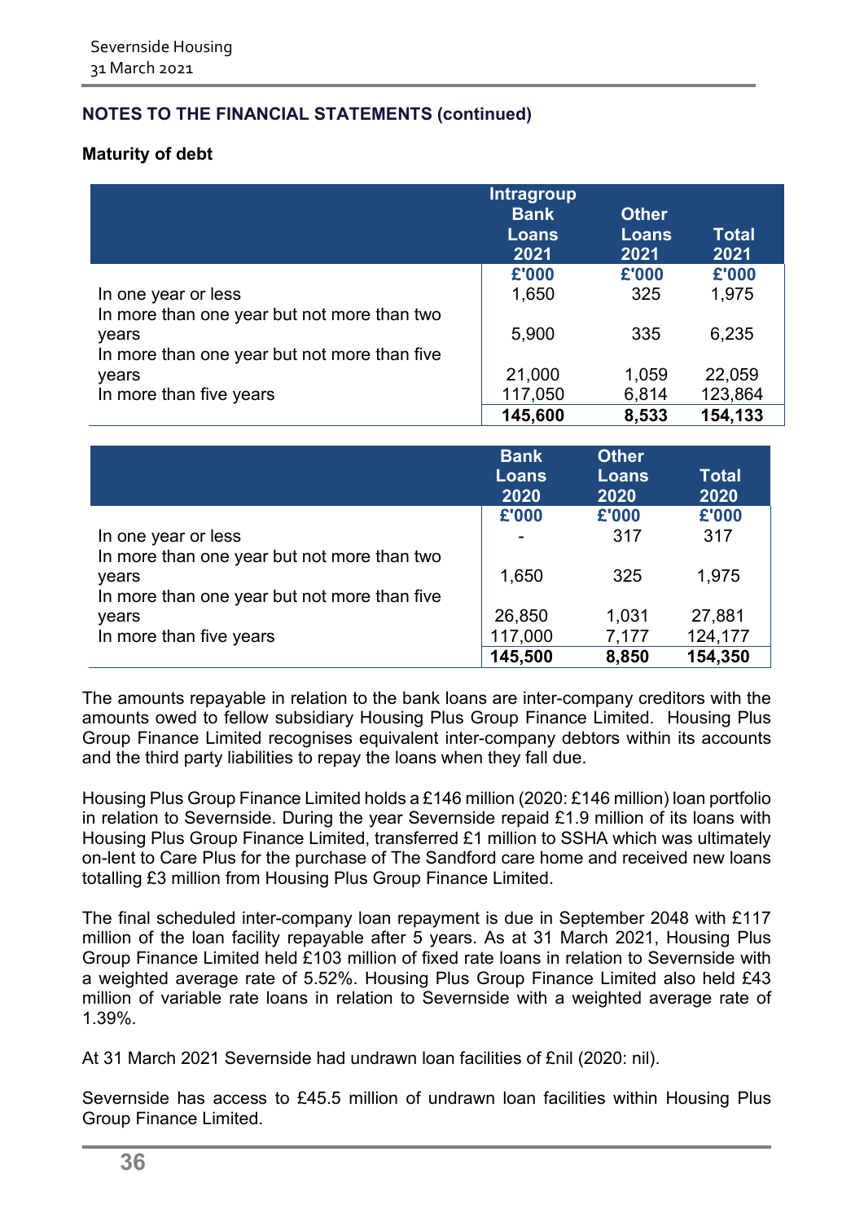## NOTES TO THE FINANCIAL STATEMENTS (continued)

**Maturity of debt**

| | Intragroup Bank Loans 2021 | Other Loans 2021 | Total 2021 |
|---|---|---|---|
| | £'000 | £'000 | £'000 |
| In one year or less | 1,650 | 325 | 1,975 |
| In more than one year but not more than two years | 5,900 | 335 | 6,235 |
| In more than one year but not more than five years | 21,000 | 1,059 | 22,059 |
| In more than five years | 117,050 | 6,814 | 123,864 |
| | **145,600** | **8,533** | **154,133** |

| | Bank Loans 2020 | Other Loans 2020 | Total 2020 |
|---|---|---|---|
| | £'000 | £'000 | £'000 |
| In one year or less | - | 317 | 317 |
| In more than one year but not more than two years | 1,650 | 325 | 1,975 |
| In more than one year but not more than five years | 26,850 | 1,031 | 27,881 |
| In more than five years | 117,000 | 7,177 | 124,177 |
| | **145,500** | **8,850** | **154,350** |

The amounts repayable in relation to the bank loans are inter-company creditors with the amounts owed to fellow subsidiary Housing Plus Group Finance Limited. Housing Plus Group Finance Limited recognises equivalent inter-company debtors within its accounts and the third party liabilities to repay the loans when they fall due.

Housing Plus Group Finance Limited holds a £146 million (2020: £146 million) loan portfolio in relation to Severnside. During the year Severnside repaid £1.9 million of its loans with Housing Plus Group Finance Limited, transferred £1 million to SSHA which was ultimately on-lent to Care Plus for the purchase of The Sandford care home and received new loans totalling £3 million from Housing Plus Group Finance Limited.

The final scheduled inter-company loan repayment is due in September 2048 with £117 million of the loan facility repayable after 5 years. As at 31 March 2021, Housing Plus Group Finance Limited held £103 million of fixed rate loans in relation to Severnside with a weighted average rate of 5.52%. Housing Plus Group Finance Limited also held £43 million of variable rate loans in relation to Severnside with a weighted average rate of 1.39%.

At 31 March 2021 Severnside had undrawn loan facilities of £nil (2020: nil).

Severnside has access to £45.5 million of undrawn loan facilities within Housing Plus Group Finance Limited.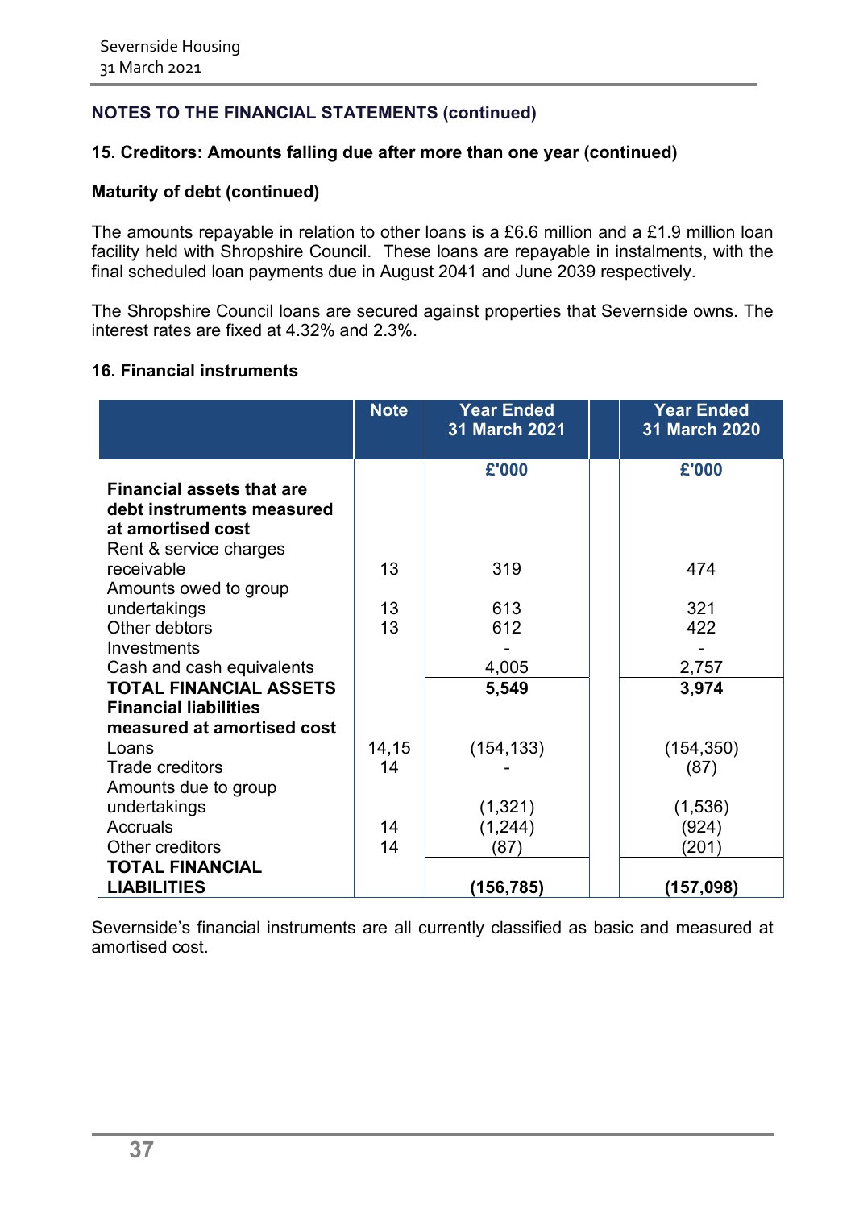## NOTES TO THE FINANCIAL STATEMENTS (continued)

### 15. Creditors: Amounts falling due after more than one year (continued)

**Maturity of debt (continued)**

The amounts repayable in relation to other loans is a £6.6 million and a £1.9 million loan facility held with Shropshire Council. These loans are repayable in instalments, with the final scheduled loan payments due in August 2041 and June 2039 respectively.

The Shropshire Council loans are secured against properties that Severnside owns. The interest rates are fixed at 4.32% and 2.3%.

### 16. Financial instruments

| | Note | Year Ended 31 March 2021 | Year Ended 31 March 2020 |
|---|---|---|---|
| | | £'000 | £'000 |
| **Financial assets that are debt instruments measured at amortised cost** | | | |
| Rent & service charges receivable | 13 | 319 | 474 |
| Amounts owed to group undertakings | 13 | 613 | 321 |
| Other debtors | 13 | 612 | 422 |
| Investments | | - | - |
| Cash and cash equivalents | | 4,005 | 2,757 |
| **TOTAL FINANCIAL ASSETS** | | **5,549** | **3,974** |
| **Financial liabilities measured at amortised cost** | | | |
| Loans | 14,15 | (154,133) | (154,350) |
| Trade creditors | 14 | - | (87) |
| Amounts due to group undertakings | | (1,321) | (1,536) |
| Accruals | 14 | (1,244) | (924) |
| Other creditors | 14 | (87) | (201) |
| **TOTAL FINANCIAL LIABILITIES** | | **(156,785)** | **(157,098)** |

Severnside's financial instruments are all currently classified as basic and measured at amortised cost.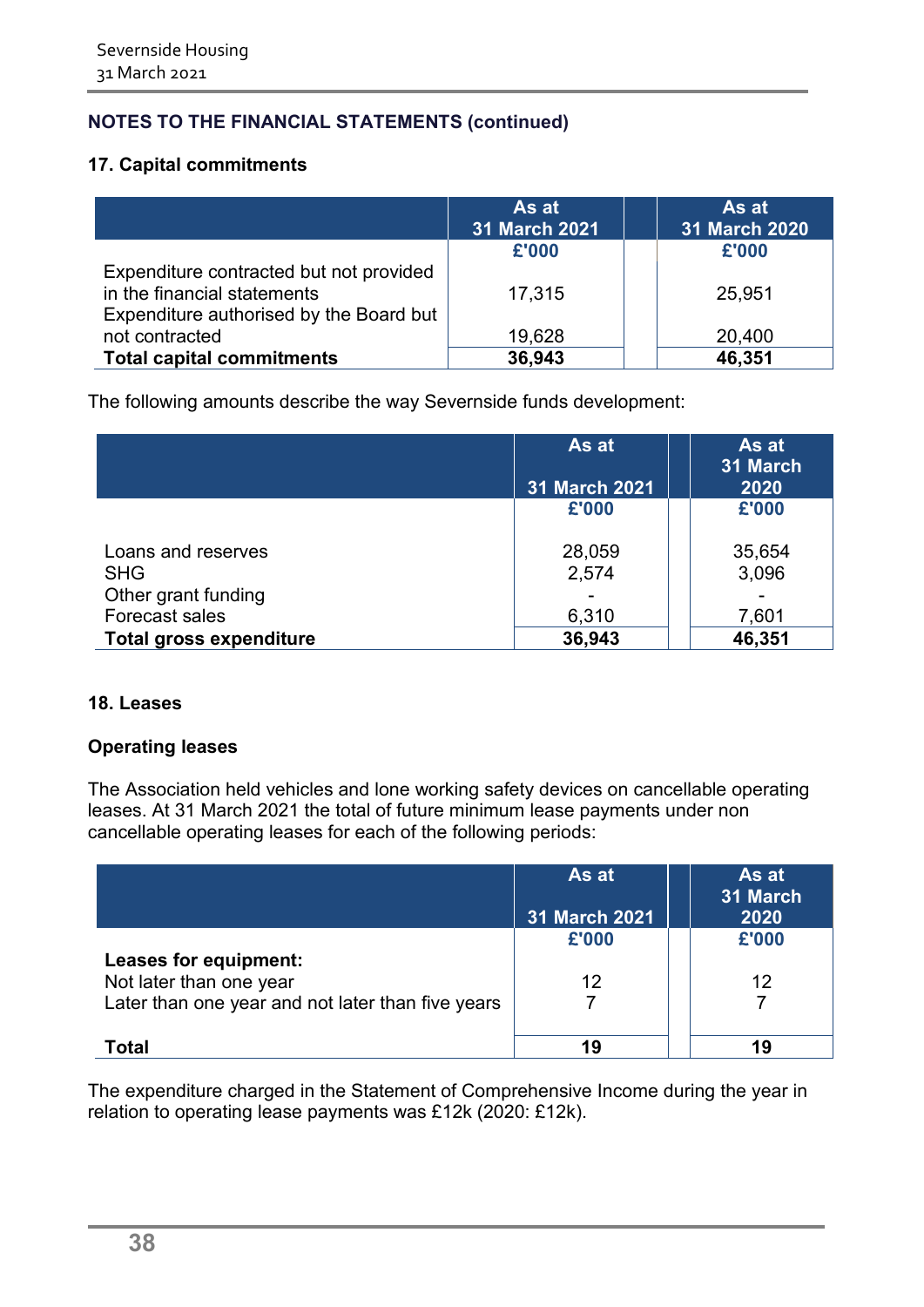## NOTES TO THE FINANCIAL STATEMENTS (continued)

### 17. Capital commitments

| | As at 31 March 2021 | As at 31 March 2020 |
|---|---|---|
| | £'000 | £'000 |
| Expenditure contracted but not provided in the financial statements | 17,315 | 25,951 |
| Expenditure authorised by the Board but not contracted | 19,628 | 20,400 |
| **Total capital commitments** | **36,943** | **46,351** |

The following amounts describe the way Severnside funds development:

| | As at 31 March 2021 | As at 31 March 2020 |
|---|---|---|
| | £'000 | £'000 |
| Loans and reserves | 28,059 | 35,654 |
| SHG | 2,574 | 3,096 |
| Other grant funding | - | - |
| Forecast sales | 6,310 | 7,601 |
| **Total gross expenditure** | **36,943** | **46,351** |

### 18. Leases

**Operating leases**

The Association held vehicles and lone working safety devices on cancellable operating leases. At 31 March 2021 the total of future minimum lease payments under non cancellable operating leases for each of the following periods:

| | As at 31 March 2021 | As at 31 March 2020 |
|---|---|---|
| | £'000 | £'000 |
| **Leases for equipment:** | | |
| Not later than one year | 12 | 12 |
| Later than one year and not later than five years | 7 | 7 |
| **Total** | **19** | **19** |

The expenditure charged in the Statement of Comprehensive Income during the year in relation to operating lease payments was £12k (2020: £12k).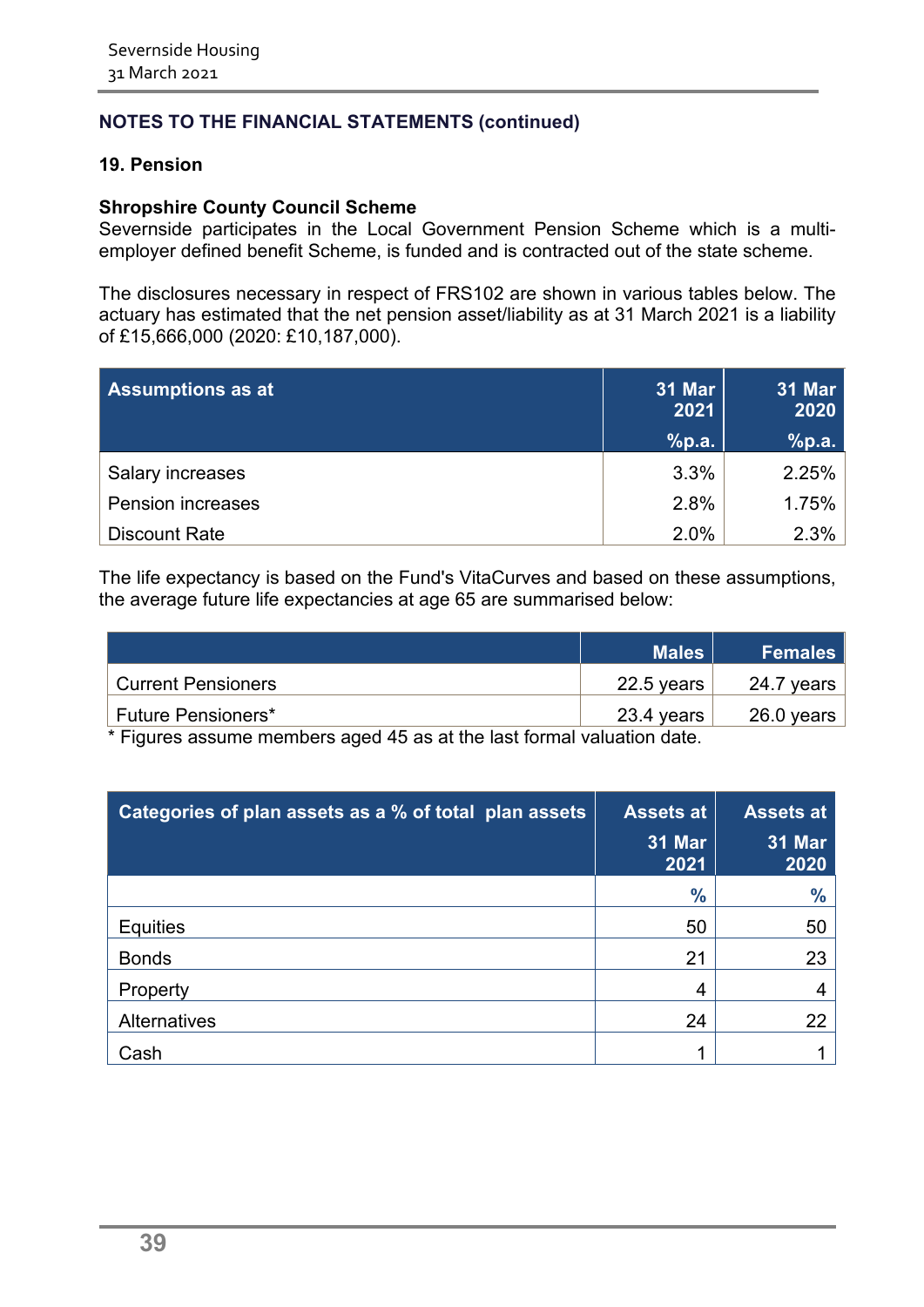## NOTES TO THE FINANCIAL STATEMENTS (continued)

### 19. Pension

**Shropshire County Council Scheme**

Severnside participates in the Local Government Pension Scheme which is a multi-employer defined benefit Scheme, is funded and is contracted out of the state scheme.

The disclosures necessary in respect of FRS102 are shown in various tables below. The actuary has estimated that the net pension asset/liability as at 31 March 2021 is a liability of £15,666,000 (2020: £10,187,000).

| Assumptions as at | 31 Mar 2021 %p.a. | 31 Mar 2020 %p.a. |
|---|---|---|
| Salary increases | 3.3% | 2.25% |
| Pension increases | 2.8% | 1.75% |
| Discount Rate | 2.0% | 2.3% |

The life expectancy is based on the Fund's VitaCurves and based on these assumptions, the average future life expectancies at age 65 are summarised below:

| | Males | Females |
|---|---|---|
| Current Pensioners | 22.5 years | 24.7 years |
| Future Pensioners* | 23.4 years | 26.0 years |

\* Figures assume members aged 45 as at the last formal valuation date.

| Categories of plan assets as a % of total plan assets | Assets at 31 Mar 2021 | Assets at 31 Mar 2020 |
|---|---|---|
| | % | % |
| Equities | 50 | 50 |
| Bonds | 21 | 23 |
| Property | 4 | 4 |
| Alternatives | 24 | 22 |
| Cash | 1 | 1 |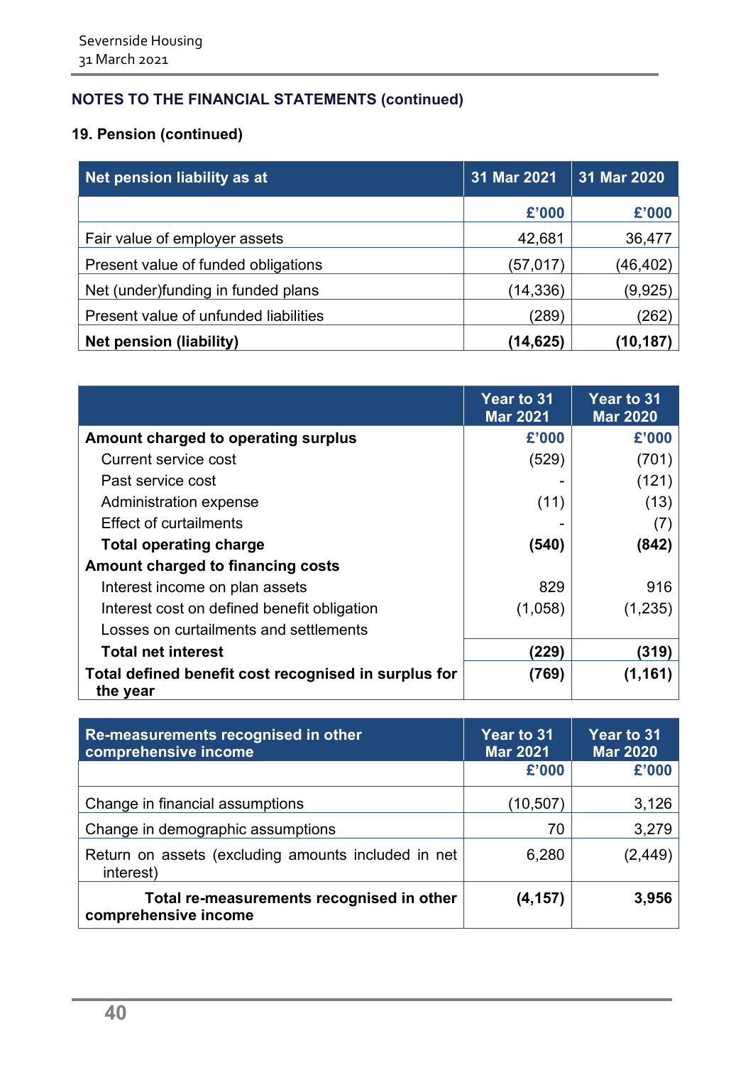## NOTES TO THE FINANCIAL STATEMENTS (continued)

### 19. Pension (continued)

| Net pension liability as at | 31 Mar 2021 | 31 Mar 2020 |
|---|---|---|
| | £'000 | £'000 |
| Fair value of employer assets | 42,681 | 36,477 |
| Present value of funded obligations | (57,017) | (46,402) |
| Net (under)funding in funded plans | (14,336) | (9,925) |
| Present value of unfunded liabilities | (289) | (262) |
| **Net pension (liability)** | **(14,625)** | **(10,187)** |

| | Year to 31 Mar 2021 | Year to 31 Mar 2020 |
|---|---|---|
| **Amount charged to operating surplus** | £'000 | £'000 |
| Current service cost | (529) | (701) |
| Past service cost | - | (121) |
| Administration expense | (11) | (13) |
| Effect of curtailments | - | (7) |
| **Total operating charge** | **(540)** | **(842)** |
| **Amount charged to financing costs** | | |
| Interest income on plan assets | 829 | 916 |
| Interest cost on defined benefit obligation | (1,058) | (1,235) |
| Losses on curtailments and settlements | | |
| **Total net interest** | **(229)** | **(319)** |
| **Total defined benefit cost recognised in surplus for the year** | **(769)** | **(1,161)** |

| Re-measurements recognised in other comprehensive income | Year to 31 Mar 2021 | Year to 31 Mar 2020 |
|---|---|---|
| | £'000 | £'000 |
| Change in financial assumptions | (10,507) | 3,126 |
| Change in demographic assumptions | 70 | 3,279 |
| Return on assets (excluding amounts included in net interest) | 6,280 | (2,449) |
| **Total re-measurements recognised in other comprehensive income** | **(4,157)** | **3,956** |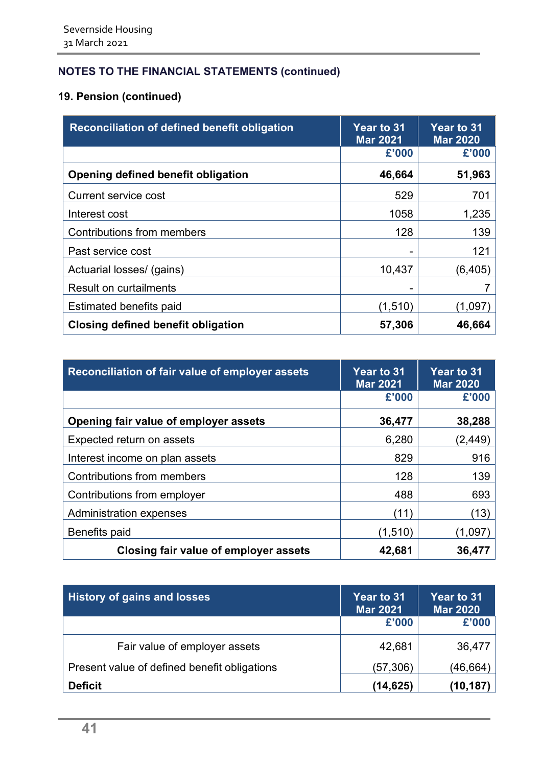## NOTES TO THE FINANCIAL STATEMENTS (continued)

### 19. Pension (continued)

| Reconciliation of defined benefit obligation | Year to 31 Mar 2021 | Year to 31 Mar 2020 |
|---|---|---|
| | £'000 | £'000 |
| **Opening defined benefit obligation** | **46,664** | **51,963** |
| Current service cost | 529 | 701 |
| Interest cost | 1058 | 1,235 |
| Contributions from members | 128 | 139 |
| Past service cost | - | 121 |
| Actuarial losses/ (gains) | 10,437 | (6,405) |
| Result on curtailments | - | 7 |
| Estimated benefits paid | (1,510) | (1,097) |
| **Closing defined benefit obligation** | **57,306** | **46,664** |

| Reconciliation of fair value of employer assets | Year to 31 Mar 2021 | Year to 31 Mar 2020 |
|---|---|---|
| | £'000 | £'000 |
| **Opening fair value of employer assets** | **36,477** | **38,288** |
| Expected return on assets | 6,280 | (2,449) |
| Interest income on plan assets | 829 | 916 |
| Contributions from members | 128 | 139 |
| Contributions from employer | 488 | 693 |
| Administration expenses | (11) | (13) |
| Benefits paid | (1,510) | (1,097) |
| **Closing fair value of employer assets** | **42,681** | **36,477** |

| History of gains and losses | Year to 31 Mar 2021 | Year to 31 Mar 2020 |
|---|---|---|
| | £'000 | £'000 |
| Fair value of employer assets | 42,681 | 36,477 |
| Present value of defined benefit obligations | (57,306) | (46,664) |
| **Deficit** | **(14,625)** | **(10,187)** |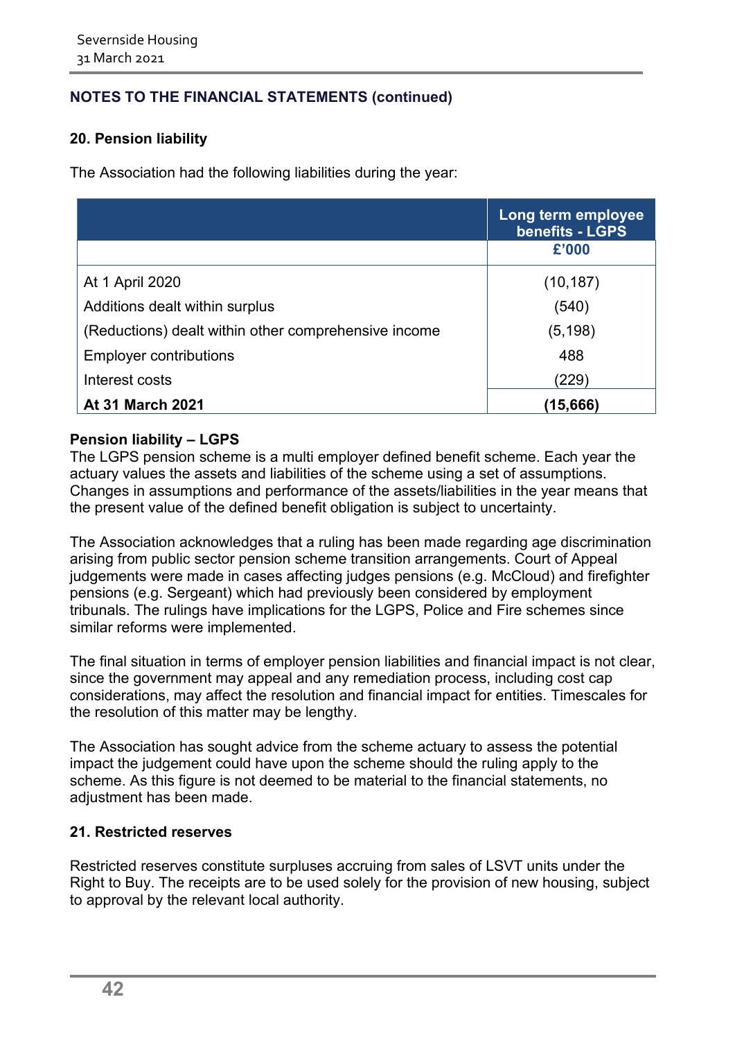## NOTES TO THE FINANCIAL STATEMENTS (continued)

### 20. Pension liability

The Association had the following liabilities during the year:

| | Long term employee benefits - LGPS |
|---|---|
| | £'000 |
| At 1 April 2020 | (10,187) |
| Additions dealt within surplus | (540) |
| (Reductions) dealt within other comprehensive income | (5,198) |
| Employer contributions | 488 |
| Interest costs | (229) |
| **At 31 March 2021** | **(15,666)** |

**Pension liability – LGPS**

The LGPS pension scheme is a multi employer defined benefit scheme. Each year the actuary values the assets and liabilities of the scheme using a set of assumptions. Changes in assumptions and performance of the assets/liabilities in the year means that the present value of the defined benefit obligation is subject to uncertainty.

The Association acknowledges that a ruling has been made regarding age discrimination arising from public sector pension scheme transition arrangements. Court of Appeal judgements were made in cases affecting judges pensions (e.g. McCloud) and firefighter pensions (e.g. Sergeant) which had previously been considered by employment tribunals. The rulings have implications for the LGPS, Police and Fire schemes since similar reforms were implemented.

The final situation in terms of employer pension liabilities and financial impact is not clear, since the government may appeal and any remediation process, including cost cap considerations, may affect the resolution and financial impact for entities. Timescales for the resolution of this matter may be lengthy.

The Association has sought advice from the scheme actuary to assess the potential impact the judgement could have upon the scheme should the ruling apply to the scheme. As this figure is not deemed to be material to the financial statements, no adjustment has been made.

### 21. Restricted reserves

Restricted reserves constitute surpluses accruing from sales of LSVT units under the Right to Buy. The receipts are to be used solely for the provision of new housing, subject to approval by the relevant local authority.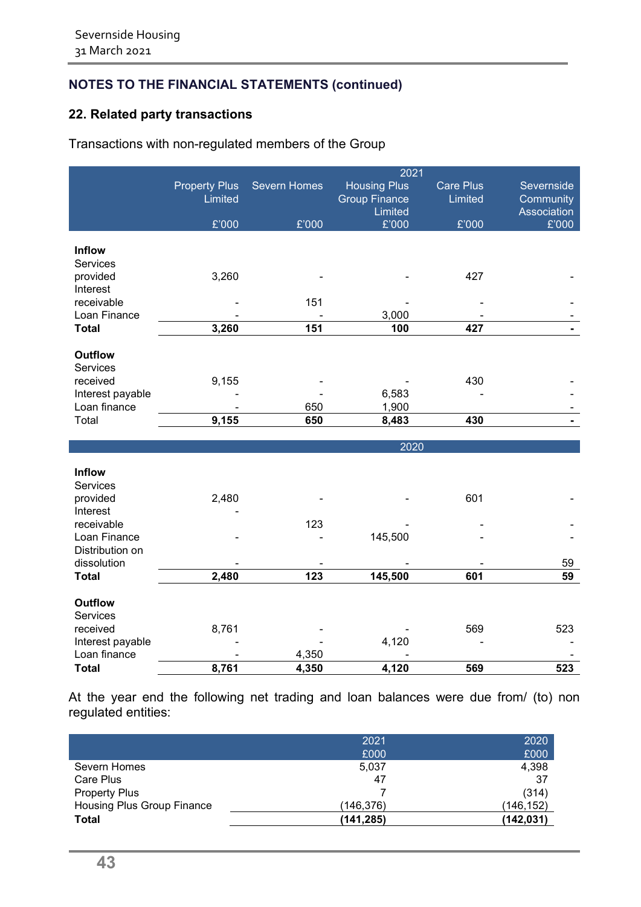## NOTES TO THE FINANCIAL STATEMENTS (continued)

### 22. Related party transactions

Transactions with non-regulated members of the Group

| 2021 | Property Plus Limited | Severn Homes | Housing Plus Group Finance Limited | Care Plus Limited | Severnside Community Association |
|---|---|---|---|---|---|
| | £'000 | £'000 | £'000 | £'000 | £'000 |
| **Inflow** | | | | | |
| Services provided | 3,260 | - | - | 427 | - |
| Interest receivable | - | 151 | - | - | - |
| Loan Finance | - | - | 3,000 | - | - |
| **Total** | **3,260** | **151** | **100** | **427** | **-** |
| **Outflow** | | | | | |
| Services received | 9,155 | - | - | 430 | - |
| Interest payable | - | - | 6,583 | - | - |
| Loan finance | - | 650 | 1,900 | - | - |
| Total | **9,155** | **650** | **8,483** | **430** | **-** |

| 2020 | Property Plus Limited | Severn Homes | Housing Plus Group Finance Limited | Care Plus Limited | Severnside Community Association |
|---|---|---|---|---|---|
| | £'000 | £'000 | £'000 | £'000 | £'000 |
| **Inflow** | | | | | |
| Services provided | 2,480 | - | - | 601 | - |
| Interest receivable | - | 123 | - | - | - |
| Loan Finance | - | - | 145,500 | - | - |
| Distribution on dissolution | - | - | - | - | 59 |
| **Total** | **2,480** | **123** | **145,500** | **601** | **59** |
| **Outflow** | | | | | |
| Services received | 8,761 | - | - | 569 | 523 |
| Interest payable | - | - | 4,120 | - | - |
| Loan finance | - | 4,350 | - | - | - |
| **Total** | **8,761** | **4,350** | **4,120** | **569** | **523** |

At the year end the following net trading and loan balances were due from/ (to) non regulated entities:

| | 2021 £000 | 2020 £000 |
|---|---|---|
| Severn Homes | 5,037 | 4,398 |
| Care Plus | 47 | 37 |
| Property Plus | 7 | (314) |
| Housing Plus Group Finance | (146,376) | (146,152) |
| **Total** | **(141,285)** | **(142,031)** |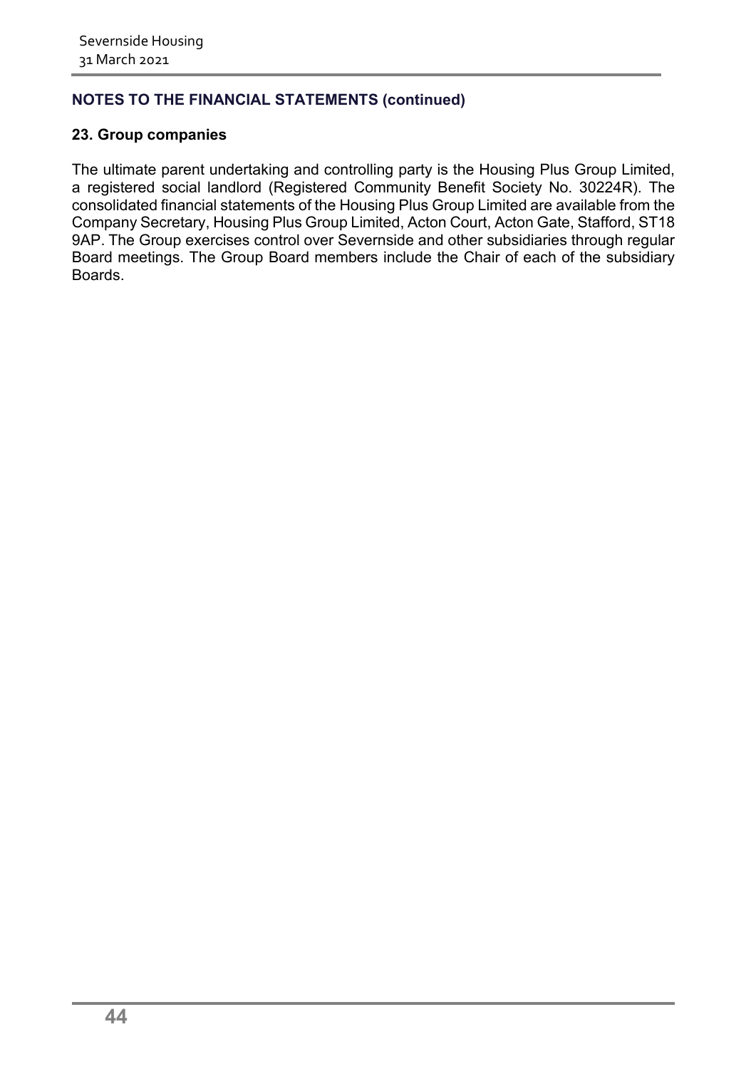## NOTES TO THE FINANCIAL STATEMENTS (continued)

### 23. Group companies

The ultimate parent undertaking and controlling party is the Housing Plus Group Limited, a registered social landlord (Registered Community Benefit Society No. 30224R). The consolidated financial statements of the Housing Plus Group Limited are available from the Company Secretary, Housing Plus Group Limited, Acton Court, Acton Gate, Stafford, ST18 9AP. The Group exercises control over Severnside and other subsidiaries through regular Board meetings. The Group Board members include the Chair of each of the subsidiary Boards.